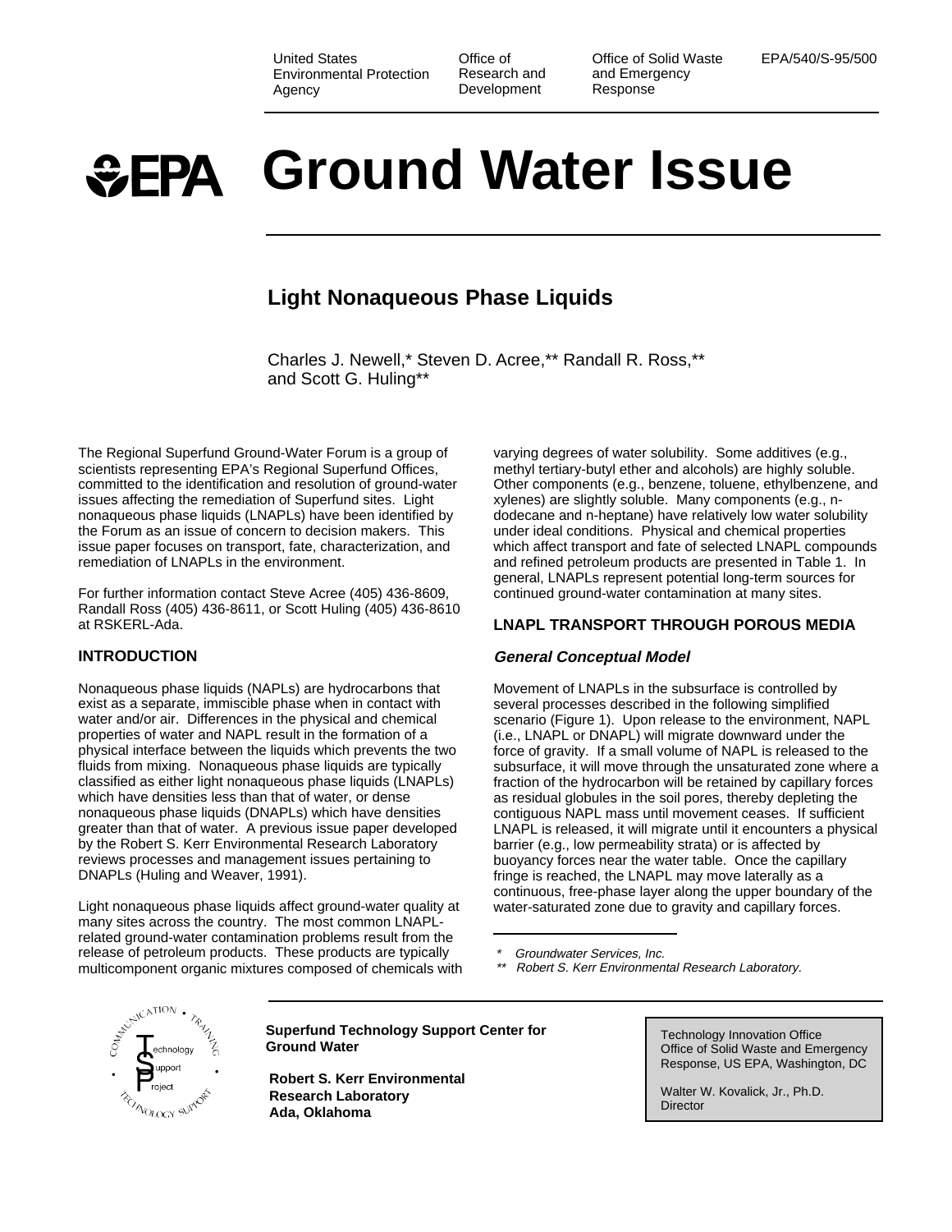United States Environmental Protection Agency | Office of Research and Development | Office of Solid Waste and Emergency Response | EPA/540/S-95/500

# Ground Water Issue

## Light Nonaqueous Phase Liquids

Charles J. Newell,* Steven D. Acree,** Randall R. Ross,** and Scott G. Huling**

The Regional Superfund Ground-Water Forum is a group of scientists representing EPA's Regional Superfund Offices, committed to the identification and resolution of ground-water issues affecting the remediation of Superfund sites. Light nonaqueous phase liquids (LNAPLs) have been identified by the Forum as an issue of concern to decision makers. This issue paper focuses on transport, fate, characterization, and remediation of LNAPLs in the environment.

For further information contact Steve Acree (405) 436-8609, Randall Ross (405) 436-8611, or Scott Huling (405) 436-8610 at RSKERL-Ada.

### INTRODUCTION

Nonaqueous phase liquids (NAPLs) are hydrocarbons that exist as a separate, immiscible phase when in contact with water and/or air. Differences in the physical and chemical properties of water and NAPL result in the formation of a physical interface between the liquids which prevents the two fluids from mixing. Nonaqueous phase liquids are typically classified as either light nonaqueous phase liquids (LNAPLs) which have densities less than that of water, or dense nonaqueous phase liquids (DNAPLs) which have densities greater than that of water. A previous issue paper developed by the Robert S. Kerr Environmental Research Laboratory reviews processes and management issues pertaining to DNAPLs (Huling and Weaver, 1991).

Light nonaqueous phase liquids affect ground-water quality at many sites across the country. The most common LNAPL-related ground-water contamination problems result from the release of petroleum products. These products are typically multicomponent organic mixtures composed of chemicals with varying degrees of water solubility. Some additives (e.g., methyl tertiary-butyl ether and alcohols) are highly soluble. Other components (e.g., benzene, toluene, ethylbenzene, and xylenes) are slightly soluble. Many components (e.g., n-dodecane and n-heptane) have relatively low water solubility under ideal conditions. Physical and chemical properties which affect transport and fate of selected LNAPL compounds and refined petroleum products are presented in Table 1. In general, LNAPLs represent potential long-term sources for continued ground-water contamination at many sites.

### LNAPL TRANSPORT THROUGH POROUS MEDIA

#### *General Conceptual Model*

Movement of LNAPLs in the subsurface is controlled by several processes described in the following simplified scenario (Figure 1). Upon release to the environment, NAPL (i.e., LNAPL or DNAPL) will migrate downward under the force of gravity. If a small volume of NAPL is released to the subsurface, it will move through the unsaturated zone where a fraction of the hydrocarbon will be retained by capillary forces as residual globules in the soil pores, thereby depleting the contiguous NAPL mass until movement ceases. If sufficient LNAPL is released, it will migrate until it encounters a physical barrier (e.g., low permeability strata) or is affected by buoyancy forces near the water table. Once the capillary fringe is reached, the LNAPL may move laterally as a continuous, free-phase layer along the upper boundary of the water-saturated zone due to gravity and capillary forces.

\* *Groundwater Services, Inc.*

\*\* *Robert S. Kerr Environmental Research Laboratory.*

**Superfund Technology Support Center for Ground Water**

**Robert S. Kerr Environmental Research Laboratory Ada, Oklahoma**

Technology Innovation Office
Office of Solid Waste and Emergency Response, US EPA, Washington, DC

Walter W. Kovalick, Jr., Ph.D.
Director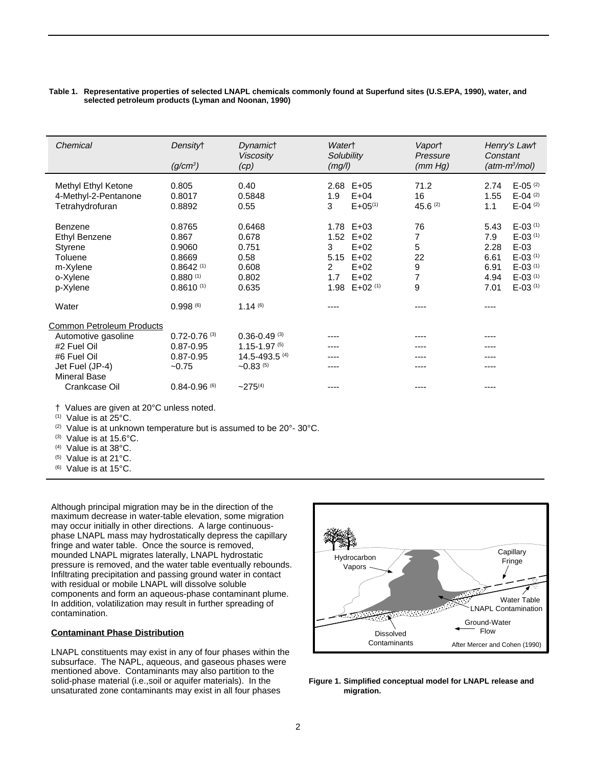**Table 1. Representative properties of selected LNAPL chemicals commonly found at Superfund sites (U.S.EPA, 1990), water, and selected petroleum products (Lyman and Noonan, 1990)**

| *Chemical* | *Density*† *(g/cm³)* | *Dynamic*† *Viscosity (cp)* | *Water*† *Solubility (mg/l)* | *Vapor*† *Pressure (mm Hg)* | *Henry's Law*† *Constant (atm-m³/mol)* |
|---|---|---|---|---|---|
| Methyl Ethyl Ketone | 0.805 | 0.40 | 2.68 E+05 | 71.2 | 2.74 E-05 [2] |
| 4-Methyl-2-Pentanone | 0.8017 | 0.5848 | 1.9 E+04 | 16 | 1.55 E-04 [2] |
| Tetrahydrofuran | 0.8892 | 0.55 | 3 E+05[1] | 45.6 [2] | 1.1 E-04 [2] |
| Benzene | 0.8765 | 0.6468 | 1.78 E+03 | 76 | 5.43 E-03 [1] |
| Ethyl Benzene | 0.867 | 0.678 | 1.52 E+02 | 7 | 7.9 E-03 [1] |
| Styrene | 0.9060 | 0.751 | 3 E+02 | 5 | 2.28 E-03 |
| Toluene | 0.8669 | 0.58 | 5.15 E+02 | 22 | 6.61 E-03 [1] |
| m-Xylene | 0.8642 [1] | 0.608 | 2 E+02 | 9 | 6.91 E-03 [1] |
| o-Xylene | 0.880 [1] | 0.802 | 1.7 E+02 | 7 | 4.94 E-03 [1] |
| p-Xylene | 0.8610 [1] | 0.635 | 1.98 E+02 [1] | 9 | 7.01 E-03 [1] |
| Water | 0.998 [6] | 1.14 [6] | ---- | ---- | ---- |
| <u>Common Petroleum Products</u> | | | | | |
| Automotive gasoline | 0.72-0.76 [3] | 0.36-0.49 [3] | ---- | ---- | ---- |
| #2 Fuel Oil | 0.87-0.95 | 1.15-1.97 [5] | ---- | ---- | ---- |
| #6 Fuel Oil | 0.87-0.95 | 14.5-493.5 [4] | ---- | ---- | ---- |
| Jet Fuel (JP-4) | ~0.75 | ~0.83 [5] | ---- | ---- | ---- |
| Mineral Base Crankcase Oil | 0.84-0.96 [6] | ~275[4] | ---- | ---- | ---- |

† Values are given at 20°C unless noted.
[1] Value is at 25°C.
[2] Value is at unknown temperature but is assumed to be 20°- 30°C.
[3] Value is at 15.6°C.
[4] Value is at 38°C.
[5] Value is at 21°C.
[6] Value is at 15°C.

Although principal migration may be in the direction of the maximum decrease in water-table elevation, some migration may occur initially in other directions. A large continuous-phase LNAPL mass may hydrostatically depress the capillary fringe and water table. Once the source is removed, mounded LNAPL migrates laterally, LNAPL hydrostatic pressure is removed, and the water table eventually rebounds. Infiltrating precipitation and passing ground water in contact with residual or mobile LNAPL will dissolve soluble components and form an aqueous-phase contaminant plume. In addition, volatilization may result in further spreading of contamination.

**Contaminant Phase Distribution**

LNAPL constituents may exist in any of four phases within the subsurface. The NAPL, aqueous, and gaseous phases were mentioned above. Contaminants may also partition to the solid-phase material (i.e.,soil or aquifer materials). In the unsaturated zone contaminants may exist in all four phases

**Figure 1. Simplified conceptual model for LNAPL release and migration.**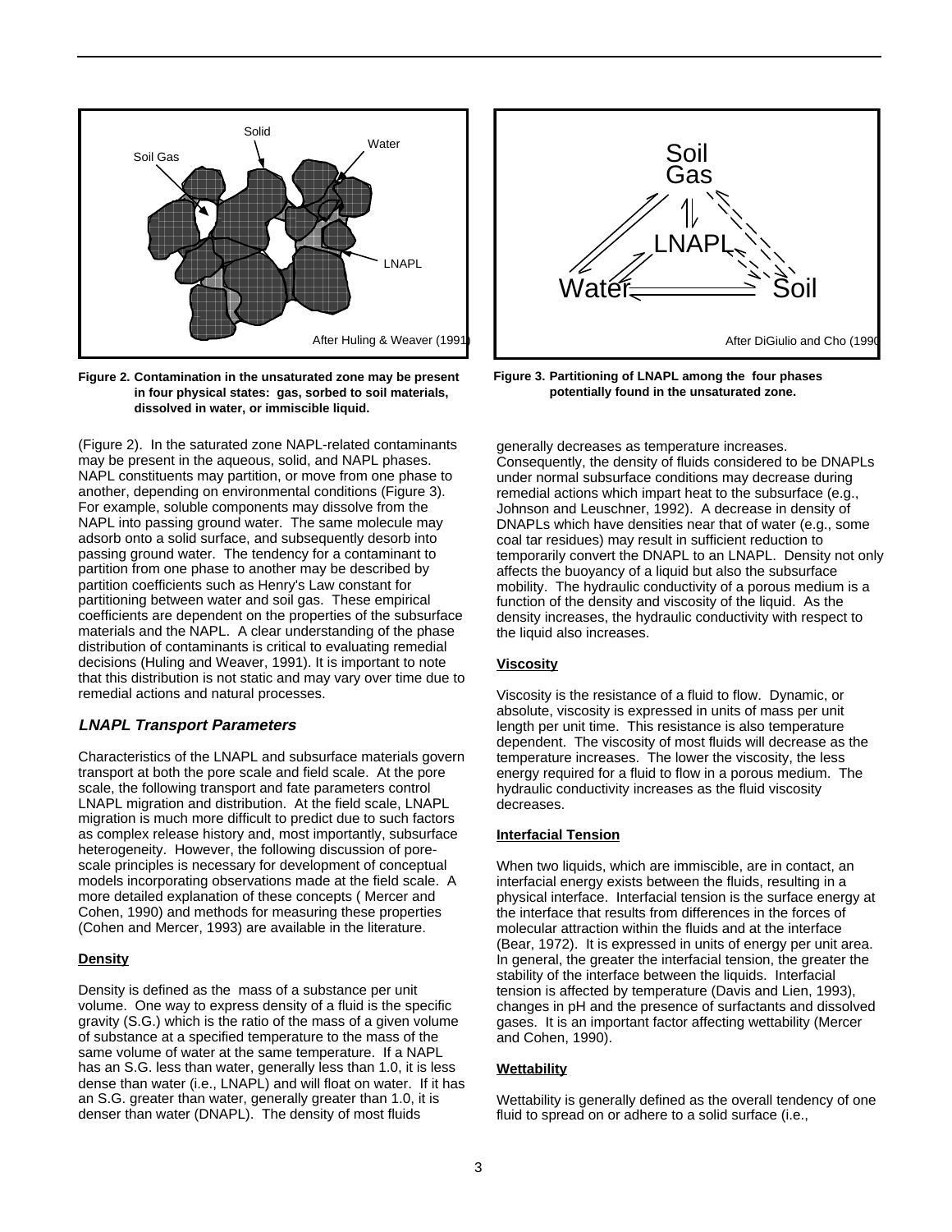Figure 2. Contamination in the unsaturated zone may be present in four physical states: gas, sorbed to soil materials, dissolved in water, or immiscible liquid.

Figure 3. Partitioning of LNAPL among the four phases potentially found in the unsaturated zone.

(Figure 2). In the saturated zone NAPL-related contaminants may be present in the aqueous, solid, and NAPL phases. NAPL constituents may partition, or move from one phase to another, depending on environmental conditions (Figure 3). For example, soluble components may dissolve from the NAPL into passing ground water. The same molecule may adsorb onto a solid surface, and subsequently desorb into passing ground water. The tendency for a contaminant to partition from one phase to another may be described by partition coefficients such as Henry's Law constant for partitioning between water and soil gas. These empirical coefficients are dependent on the properties of the subsurface materials and the NAPL. A clear understanding of the phase distribution of contaminants is critical to evaluating remedial decisions (Huling and Weaver, 1991). It is important to note that this distribution is not static and may vary over time due to remedial actions and natural processes.

## *LNAPL Transport Parameters*

Characteristics of the LNAPL and subsurface materials govern transport at both the pore scale and field scale. At the pore scale, the following transport and fate parameters control LNAPL migration and distribution. At the field scale, LNAPL migration is much more difficult to predict due to such factors as complex release history and, most importantly, subsurface heterogeneity. However, the following discussion of pore-scale principles is necessary for development of conceptual models incorporating observations made at the field scale. A more detailed explanation of these concepts ( Mercer and Cohen, 1990) and methods for measuring these properties (Cohen and Mercer, 1993) are available in the literature.

### Density

Density is defined as the mass of a substance per unit volume. One way to express density of a fluid is the specific gravity (S.G.) which is the ratio of the mass of a given volume of substance at a specified temperature to the mass of the same volume of water at the same temperature. If a NAPL has an S.G. less than water, generally less than 1.0, it is less dense than water (i.e., LNAPL) and will float on water. If it has an S.G. greater than water, generally greater than 1.0, it is denser than water (DNAPL). The density of most fluids generally decreases as temperature increases. Consequently, the density of fluids considered to be DNAPLs under normal subsurface conditions may decrease during remedial actions which impart heat to the subsurface (e.g., Johnson and Leuschner, 1992). A decrease in density of DNAPLs which have densities near that of water (e.g., some coal tar residues) may result in sufficient reduction to temporarily convert the DNAPL to an LNAPL. Density not only affects the buoyancy of a liquid but also the subsurface mobility. The hydraulic conductivity of a porous medium is a function of the density and viscosity of the liquid. As the density increases, the hydraulic conductivity with respect to the liquid also increases.

### Viscosity

Viscosity is the resistance of a fluid to flow. Dynamic, or absolute, viscosity is expressed in units of mass per unit length per unit time. This resistance is also temperature dependent. The viscosity of most fluids will decrease as the temperature increases. The lower the viscosity, the less energy required for a fluid to flow in a porous medium. The hydraulic conductivity increases as the fluid viscosity decreases.

### Interfacial Tension

When two liquids, which are immiscible, are in contact, an interfacial energy exists between the fluids, resulting in a physical interface. Interfacial tension is the surface energy at the interface that results from differences in the forces of molecular attraction within the fluids and at the interface (Bear, 1972). It is expressed in units of energy per unit area. In general, the greater the interfacial tension, the greater the stability of the interface between the liquids. Interfacial tension is affected by temperature (Davis and Lien, 1993), changes in pH and the presence of surfactants and dissolved gases. It is an important factor affecting wettability (Mercer and Cohen, 1990).

### Wettability

Wettability is generally defined as the overall tendency of one fluid to spread on or adhere to a solid surface (i.e.,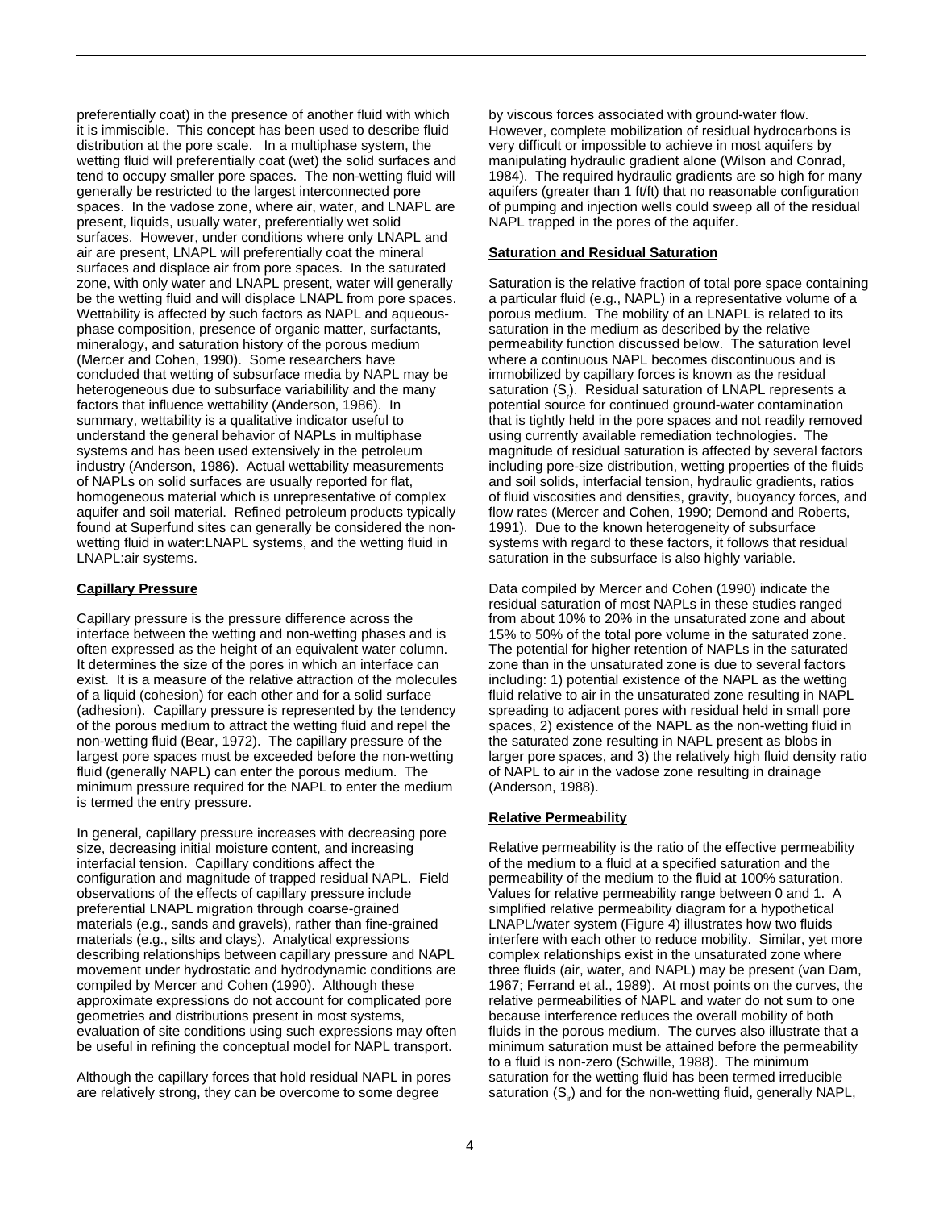preferentially coat) in the presence of another fluid with which it is immiscible. This concept has been used to describe fluid distribution at the pore scale. In a multiphase system, the wetting fluid will preferentially coat (wet) the solid surfaces and tend to occupy smaller pore spaces. The non-wetting fluid will generally be restricted to the largest interconnected pore spaces. In the vadose zone, where air, water, and LNAPL are present, liquids, usually water, preferentially wet solid surfaces. However, under conditions where only LNAPL and air are present, LNAPL will preferentially coat the mineral surfaces and displace air from pore spaces. In the saturated zone, with only water and LNAPL present, water will generally be the wetting fluid and will displace LNAPL from pore spaces. Wettability is affected by such factors as NAPL and aqueous-phase composition, presence of organic matter, surfactants, mineralogy, and saturation history of the porous medium (Mercer and Cohen, 1990). Some researchers have concluded that wetting of subsurface media by NAPL may be heterogeneous due to subsurface variabilility and the many factors that influence wettability (Anderson, 1986). In summary, wettability is a qualitative indicator useful to understand the general behavior of NAPLs in multiphase systems and has been used extensively in the petroleum industry (Anderson, 1986). Actual wettability measurements of NAPLs on solid surfaces are usually reported for flat, homogeneous material which is unrepresentative of complex aquifer and soil material. Refined petroleum products typically found at Superfund sites can generally be considered the non-wetting fluid in water:LNAPL systems, and the wetting fluid in LNAPL:air systems.

## Capillary Pressure

Capillary pressure is the pressure difference across the interface between the wetting and non-wetting phases and is often expressed as the height of an equivalent water column. It determines the size of the pores in which an interface can exist. It is a measure of the relative attraction of the molecules of a liquid (cohesion) for each other and for a solid surface (adhesion). Capillary pressure is represented by the tendency of the porous medium to attract the wetting fluid and repel the non-wetting fluid (Bear, 1972). The capillary pressure of the largest pore spaces must be exceeded before the non-wetting fluid (generally NAPL) can enter the porous medium. The minimum pressure required for the NAPL to enter the medium is termed the entry pressure.

In general, capillary pressure increases with decreasing pore size, decreasing initial moisture content, and increasing interfacial tension. Capillary conditions affect the configuration and magnitude of trapped residual NAPL. Field observations of the effects of capillary pressure include preferential LNAPL migration through coarse-grained materials (e.g., sands and gravels), rather than fine-grained materials (e.g., silts and clays). Analytical expressions describing relationships between capillary pressure and NAPL movement under hydrostatic and hydrodynamic conditions are compiled by Mercer and Cohen (1990). Although these approximate expressions do not account for complicated pore geometries and distributions present in most systems, evaluation of site conditions using such expressions may often be useful in refining the conceptual model for NAPL transport.

Although the capillary forces that hold residual NAPL in pores are relatively strong, they can be overcome to some degree by viscous forces associated with ground-water flow. However, complete mobilization of residual hydrocarbons is very difficult or impossible to achieve in most aquifers by manipulating hydraulic gradient alone (Wilson and Conrad, 1984). The required hydraulic gradients are so high for many aquifers (greater than 1 ft/ft) that no reasonable configuration of pumping and injection wells could sweep all of the residual NAPL trapped in the pores of the aquifer.

## Saturation and Residual Saturation

Saturation is the relative fraction of total pore space containing a particular fluid (e.g., NAPL) in a representative volume of a porous medium. The mobility of an LNAPL is related to its saturation in the medium as described by the relative permeability function discussed below. The saturation level where a continuous NAPL becomes discontinuous and is immobilized by capillary forces is known as the residual saturation ($S_r$). Residual saturation of LNAPL represents a potential source for continued ground-water contamination that is tightly held in the pore spaces and not readily removed using currently available remediation technologies. The magnitude of residual saturation is affected by several factors including pore-size distribution, wetting properties of the fluids and soil solids, interfacial tension, hydraulic gradients, ratios of fluid viscosities and densities, gravity, buoyancy forces, and flow rates (Mercer and Cohen, 1990; Demond and Roberts, 1991). Due to the known heterogeneity of subsurface systems with regard to these factors, it follows that residual saturation in the subsurface is also highly variable.

Data compiled by Mercer and Cohen (1990) indicate the residual saturation of most NAPLs in these studies ranged from about 10% to 20% in the unsaturated zone and about 15% to 50% of the total pore volume in the saturated zone. The potential for higher retention of NAPLs in the saturated zone than in the unsaturated zone is due to several factors including: 1) potential existence of the NAPL as the wetting fluid relative to air in the unsaturated zone resulting in NAPL spreading to adjacent pores with residual held in small pore spaces, 2) existence of the NAPL as the non-wetting fluid in the saturated zone resulting in NAPL present as blobs in larger pore spaces, and 3) the relatively high fluid density ratio of NAPL to air in the vadose zone resulting in drainage (Anderson, 1988).

## Relative Permeability

Relative permeability is the ratio of the effective permeability of the medium to a fluid at a specified saturation and the permeability of the medium to the fluid at 100% saturation. Values for relative permeability range between 0 and 1. A simplified relative permeability diagram for a hypothetical LNAPL/water system (Figure 4) illustrates how two fluids interfere with each other to reduce mobility. Similar, yet more complex relationships exist in the unsaturated zone where three fluids (air, water, and NAPL) may be present (van Dam, 1967; Ferrand et al., 1989). At most points on the curves, the relative permeabilities of NAPL and water do not sum to one because interference reduces the overall mobility of both fluids in the porous medium. The curves also illustrate that a minimum saturation must be attained before the permeability to a fluid is non-zero (Schwille, 1988). The minimum saturation for the wetting fluid has been termed irreducible saturation ($S_{ir}$) and for the non-wetting fluid, generally NAPL,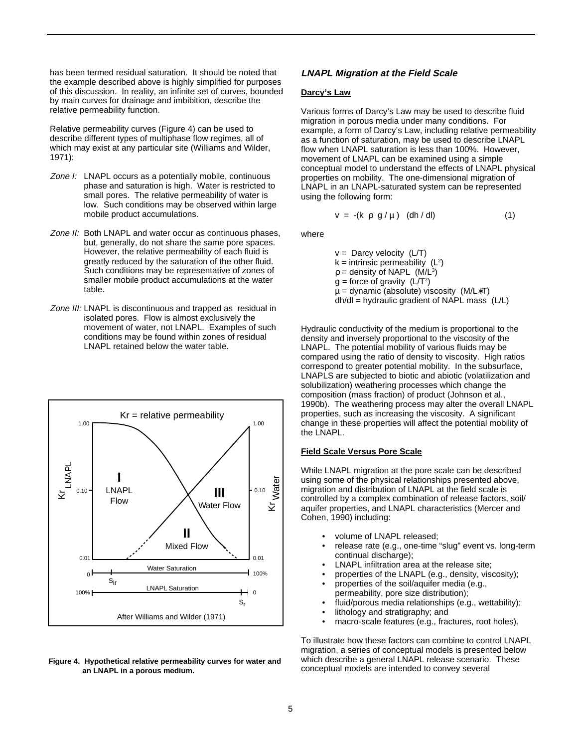has been termed residual saturation. It should be noted that the example described above is highly simplified for purposes of this discussion. In reality, an infinite set of curves, bounded by main curves for drainage and imbibition, describe the relative permeability function.

Relative permeability curves (Figure 4) can be used to describe different types of multiphase flow regimes, all of which may exist at any particular site (Williams and Wilder, 1971):

*Zone I:* LNAPL occurs as a potentially mobile, continuous phase and saturation is high. Water is restricted to small pores. The relative permeability of water is low. Such conditions may be observed within large mobile product accumulations.

*Zone II:* Both LNAPL and water occur as continuous phases, but, generally, do not share the same pore spaces. However, the relative permeability of each fluid is greatly reduced by the saturation of the other fluid. Such conditions may be representative of zones of smaller mobile product accumulations at the water table.

*Zone III:* LNAPL is discontinuous and trapped as residual in isolated pores. Flow is almost exclusively the movement of water, not LNAPL. Examples of such conditions may be found within zones of residual LNAPL retained below the water table.

**Figure 4. Hypothetical relative permeability curves for water and an LNAPL in a porous medium.**

### *LNAPL Migration at the Field Scale*

**Darcy's Law**

Various forms of Darcy's Law may be used to describe fluid migration in porous media under many conditions. For example, a form of Darcy's Law, including relative permeability as a function of saturation, may be used to describe LNAPL flow when LNAPL saturation is less than 100%. However, movement of LNAPL can be examined using a simple conceptual model to understand the effects of LNAPL physical properties on mobility. The one-dimensional migration of LNAPL in an LNAPL-saturated system can be represented using the following form:

$$v = -(k \ \rho \ g / \mu) \ (dh / dl) \qquad (1)$$

where

$v$ = Darcy velocity (L/T)
$k$ = intrinsic permeability ($L^2$)
$\rho$ = density of NAPL ($M/L^3$)
$g$ = force of gravity ($L/T^2$)
$\mu$ = dynamic (absolute) viscosity ($M/L*T$)
$dh/dl$ = hydraulic gradient of NAPL mass (L/L)

Hydraulic conductivity of the medium is proportional to the density and inversely proportional to the viscosity of the LNAPL. The potential mobility of various fluids may be compared using the ratio of density to viscosity. High ratios correspond to greater potential mobility. In the subsurface, LNAPLS are subjected to biotic and abiotic (volatilization and solubilization) weathering processes which change the composition (mass fraction) of product (Johnson et al., 1990b). The weathering process may alter the overall LNAPL properties, such as increasing the viscosity. A significant change in these properties will affect the potential mobility of the LNAPL.

**Field Scale Versus Pore Scale**

While LNAPL migration at the pore scale can be described using some of the physical relationships presented above, migration and distribution of LNAPL at the field scale is controlled by a complex combination of release factors, soil/aquifer properties, and LNAPL characteristics (Mercer and Cohen, 1990) including:

- volume of LNAPL released;
- release rate (e.g., one-time "slug" event vs. long-term continual discharge);
- LNAPL infiltration area at the release site;
- properties of the LNAPL (e.g., density, viscosity);
- properties of the soil/aquifer media (e.g., permeability, pore size distribution);
- fluid/porous media relationships (e.g., wettability);
- lithology and stratigraphy; and
- macro-scale features (e.g., fractures, root holes).

To illustrate how these factors can combine to control LNAPL migration, a series of conceptual models is presented below which describe a general LNAPL release scenario. These conceptual models are intended to convey several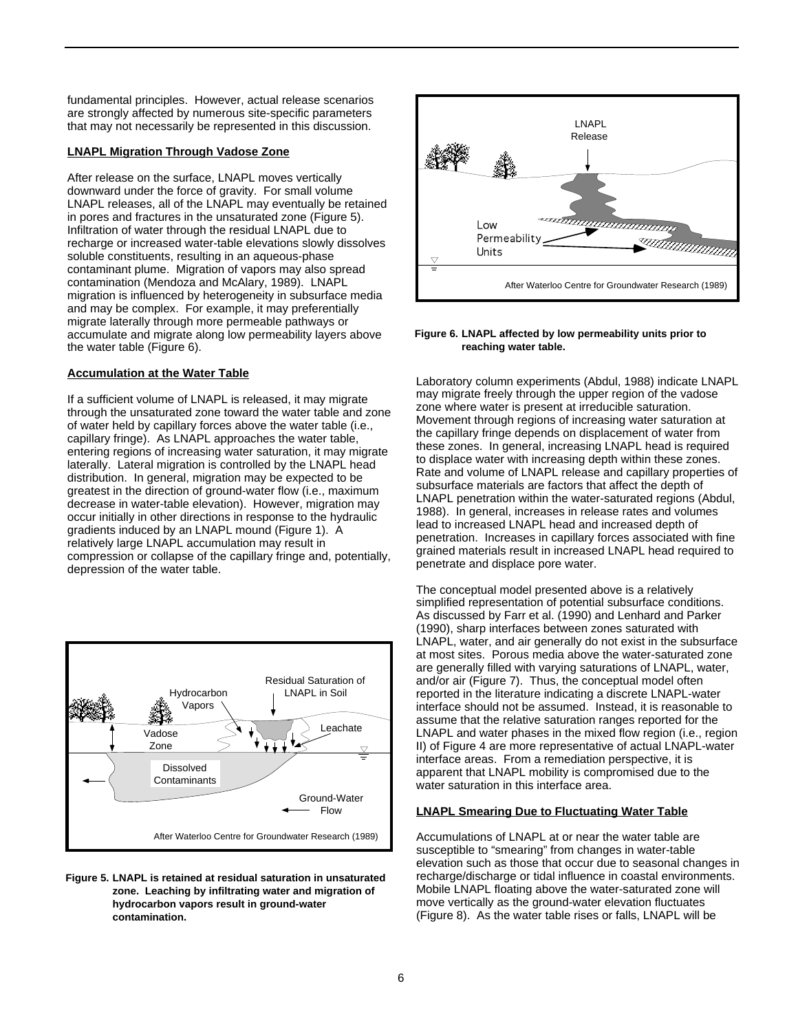fundamental principles. However, actual release scenarios are strongly affected by numerous site-specific parameters that may not necessarily be represented in this discussion.

**LNAPL Migration Through Vadose Zone**

After release on the surface, LNAPL moves vertically downward under the force of gravity. For small volume LNAPL releases, all of the LNAPL may eventually be retained in pores and fractures in the unsaturated zone (Figure 5). Infiltration of water through the residual LNAPL due to recharge or increased water-table elevations slowly dissolves soluble constituents, resulting in an aqueous-phase contaminant plume. Migration of vapors may also spread contamination (Mendoza and McAlary, 1989). LNAPL migration is influenced by heterogeneity in subsurface media and may be complex. For example, it may preferentially migrate laterally through more permeable pathways or accumulate and migrate along low permeability layers above the water table (Figure 6).

**Accumulation at the Water Table**

If a sufficient volume of LNAPL is released, it may migrate through the unsaturated zone toward the water table and zone of water held by capillary forces above the water table (i.e., capillary fringe). As LNAPL approaches the water table, entering regions of increasing water saturation, it may migrate laterally. Lateral migration is controlled by the LNAPL head distribution. In general, migration may be expected to be greatest in the direction of ground-water flow (i.e., maximum decrease in water-table elevation). However, migration may occur initially in other directions in response to the hydraulic gradients induced by an LNAPL mound (Figure 1). A relatively large LNAPL accumulation may result in compression or collapse of the capillary fringe and, potentially, depression of the water table.

**Figure 5. LNAPL is retained at residual saturation in unsaturated zone. Leaching by infiltrating water and migration of hydrocarbon vapors result in ground-water contamination.**

**Figure 6. LNAPL affected by low permeability units prior to reaching water table.**

Laboratory column experiments (Abdul, 1988) indicate LNAPL may migrate freely through the upper region of the vadose zone where water is present at irreducible saturation. Movement through regions of increasing water saturation at the capillary fringe depends on displacement of water from these zones. In general, increasing LNAPL head is required to displace water with increasing depth within these zones. Rate and volume of LNAPL release and capillary properties of subsurface materials are factors that affect the depth of LNAPL penetration within the water-saturated regions (Abdul, 1988). In general, increases in release rates and volumes lead to increased LNAPL head and increased depth of penetration. Increases in capillary forces associated with fine grained materials result in increased LNAPL head required to penetrate and displace pore water.

The conceptual model presented above is a relatively simplified representation of potential subsurface conditions. As discussed by Farr et al. (1990) and Lenhard and Parker (1990), sharp interfaces between zones saturated with LNAPL, water, and air generally do not exist in the subsurface at most sites. Porous media above the water-saturated zone are generally filled with varying saturations of LNAPL, water, and/or air (Figure 7). Thus, the conceptual model often reported in the literature indicating a discrete LNAPL-water interface should not be assumed. Instead, it is reasonable to assume that the relative saturation ranges reported for the LNAPL and water phases in the mixed flow region (i.e., region II) of Figure 4 are more representative of actual LNAPL-water interface areas. From a remediation perspective, it is apparent that LNAPL mobility is compromised due to the water saturation in this interface area.

**LNAPL Smearing Due to Fluctuating Water Table**

Accumulations of LNAPL at or near the water table are susceptible to "smearing" from changes in water-table elevation such as those that occur due to seasonal changes in recharge/discharge or tidal influence in coastal environments. Mobile LNAPL floating above the water-saturated zone will move vertically as the ground-water elevation fluctuates (Figure 8). As the water table rises or falls, LNAPL will be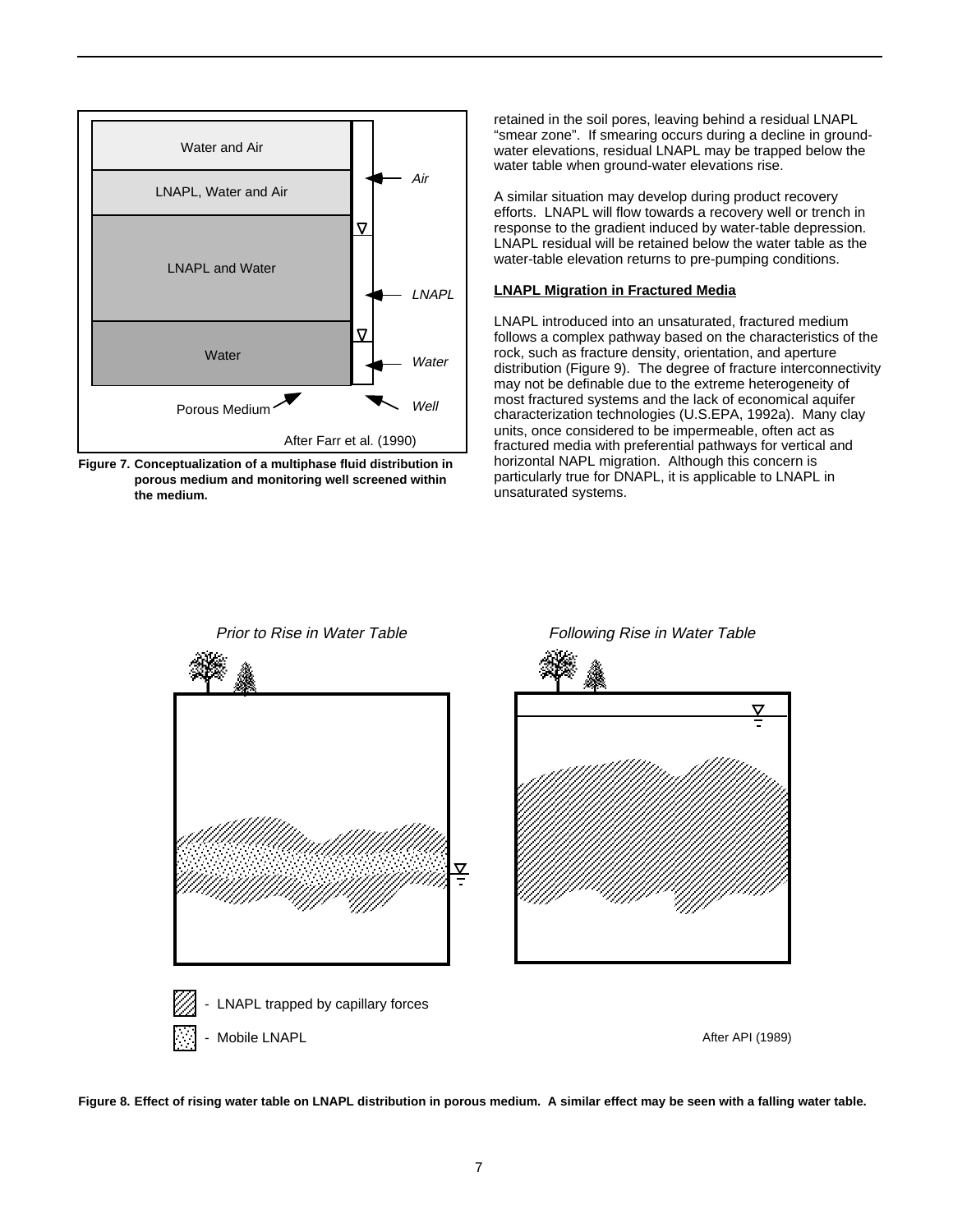Figure 7. Conceptualization of a multiphase fluid distribution in porous medium and monitoring well screened within the medium.

retained in the soil pores, leaving behind a residual LNAPL "smear zone". If smearing occurs during a decline in ground-water elevations, residual LNAPL may be trapped below the water table when ground-water elevations rise.

A similar situation may develop during product recovery efforts. LNAPL will flow towards a recovery well or trench in response to the gradient induced by water-table depression. LNAPL residual will be retained below the water table as the water-table elevation returns to pre-pumping conditions.

**LNAPL Migration in Fractured Media**

LNAPL introduced into an unsaturated, fractured medium follows a complex pathway based on the characteristics of the rock, such as fracture density, orientation, and aperture distribution (Figure 9). The degree of fracture interconnectivity may not be definable due to the extreme heterogeneity of most fractured systems and the lack of economical aquifer characterization technologies (U.S.EPA, 1992a). Many clay units, once considered to be impermeable, often act as fractured media with preferential pathways for vertical and horizontal NAPL migration. Although this concern is particularly true for DNAPL, it is applicable to LNAPL in unsaturated systems.

Figure 8. Effect of rising water table on LNAPL distribution in porous medium. A similar effect may be seen with a falling water table.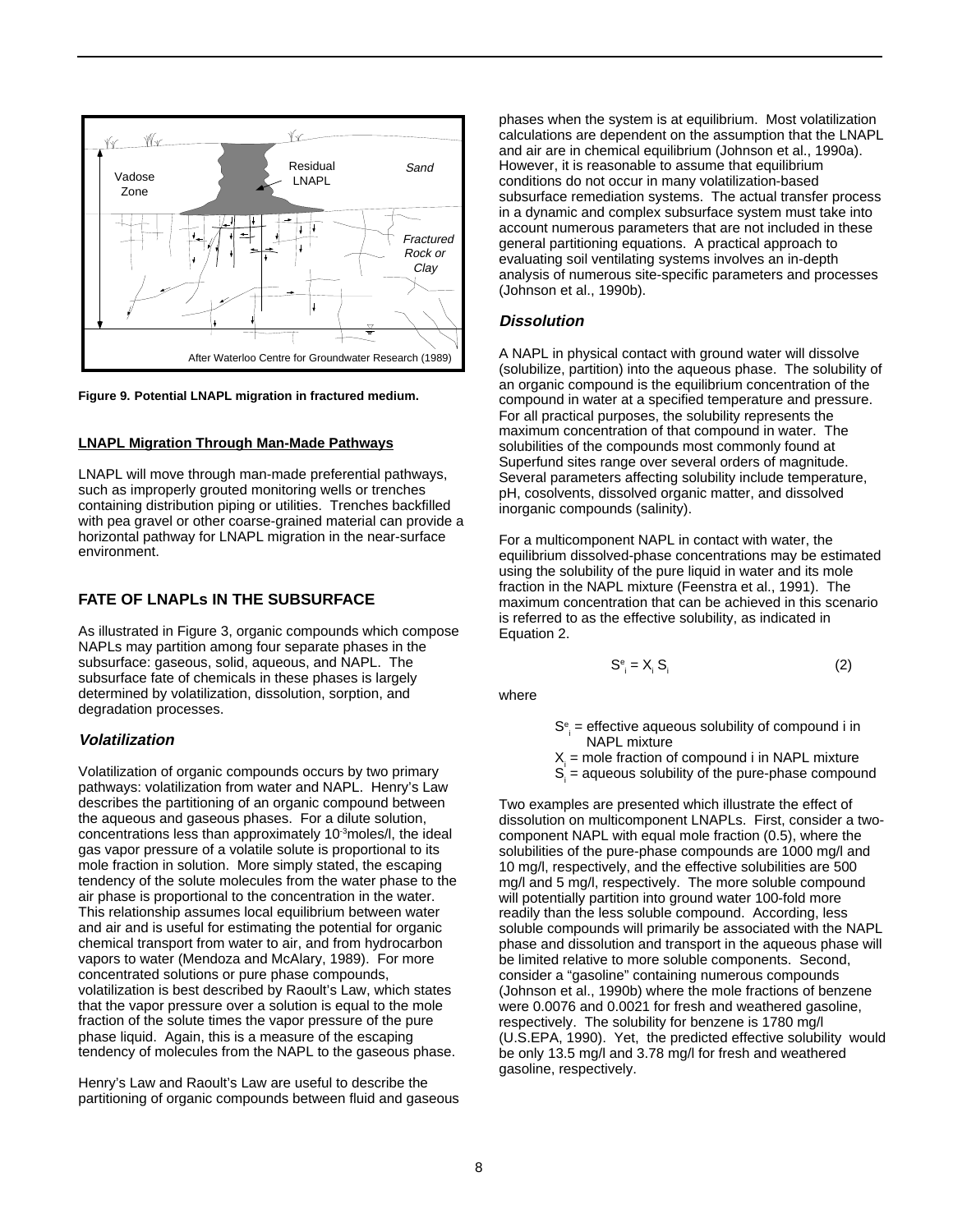Figure 9. Potential LNAPL migration in fractured medium.

**LNAPL Migration Through Man-Made Pathways**

LNAPL will move through man-made preferential pathways, such as improperly grouted monitoring wells or trenches containing distribution piping or utilities. Trenches backfilled with pea gravel or other coarse-grained material can provide a horizontal pathway for LNAPL migration in the near-surface environment.

## FATE OF LNAPLs IN THE SUBSURFACE

As illustrated in Figure 3, organic compounds which compose NAPLs may partition among four separate phases in the subsurface: gaseous, solid, aqueous, and NAPL. The subsurface fate of chemicals in these phases is largely determined by volatilization, dissolution, sorption, and degradation processes.

### *Volatilization*

Volatilization of organic compounds occurs by two primary pathways: volatilization from water and NAPL. Henry's Law describes the partitioning of an organic compound between the aqueous and gaseous phases. For a dilute solution, concentrations less than approximately $10^{-3}$moles/l, the ideal gas vapor pressure of a volatile solute is proportional to its mole fraction in solution. More simply stated, the escaping tendency of the solute molecules from the water phase to the air phase is proportional to the concentration in the water. This relationship assumes local equilibrium between water and air and is useful for estimating the potential for organic chemical transport from water to air, and from hydrocarbon vapors to water (Mendoza and McAlary, 1989). For more concentrated solutions or pure phase compounds, volatilization is best described by Raoult's Law, which states that the vapor pressure over a solution is equal to the mole fraction of the solute times the vapor pressure of the pure phase liquid. Again, this is a measure of the escaping tendency of molecules from the NAPL to the gaseous phase.

Henry's Law and Raoult's Law are useful to describe the partitioning of organic compounds between fluid and gaseous phases when the system is at equilibrium. Most volatilization calculations are dependent on the assumption that the LNAPL and air are in chemical equilibrium (Johnson et al., 1990a). However, it is reasonable to assume that equilibrium conditions do not occur in many volatilization-based subsurface remediation systems. The actual transfer process in a dynamic and complex subsurface system must take into account numerous parameters that are not included in these general partitioning equations. A practical approach to evaluating soil ventilating systems involves an in-depth analysis of numerous site-specific parameters and processes (Johnson et al., 1990b).

### *Dissolution*

A NAPL in physical contact with ground water will dissolve (solubilize, partition) into the aqueous phase. The solubility of an organic compound is the equilibrium concentration of the compound in water at a specified temperature and pressure. For all practical purposes, the solubility represents the maximum concentration of that compound in water. The solubilities of the compounds most commonly found at Superfund sites range over several orders of magnitude. Several parameters affecting solubility include temperature, pH, cosolvents, dissolved organic matter, and dissolved inorganic compounds (salinity).

For a multicomponent NAPL in contact with water, the equilibrium dissolved-phase concentrations may be estimated using the solubility of the pure liquid in water and its mole fraction in the NAPL mixture (Feenstra et al., 1991). The maximum concentration that can be achieved in this scenario is referred to as the effective solubility, as indicated in Equation 2.

$$S^e_i = X_i \, S_i \qquad (2)$$

where

$S^e_i$ = effective aqueous solubility of compound i in NAPL mixture
$X_i$ = mole fraction of compound i in NAPL mixture
$S_i$ = aqueous solubility of the pure-phase compound

Two examples are presented which illustrate the effect of dissolution on multicomponent LNAPLs. First, consider a two-component NAPL with equal mole fraction (0.5), where the solubilities of the pure-phase compounds are 1000 mg/l and 10 mg/l, respectively, and the effective solubilities are 500 mg/l and 5 mg/l, respectively. The more soluble compound will potentially partition into ground water 100-fold more readily than the less soluble compound. According, less soluble compounds will primarily be associated with the NAPL phase and dissolution and transport in the aqueous phase will be limited relative to more soluble components. Second, consider a "gasoline" containing numerous compounds (Johnson et al., 1990b) where the mole fractions of benzene were 0.0076 and 0.0021 for fresh and weathered gasoline, respectively. The solubility for benzene is 1780 mg/l (U.S.EPA, 1990). Yet, the predicted effective solubility would be only 13.5 mg/l and 3.78 mg/l for fresh and weathered gasoline, respectively.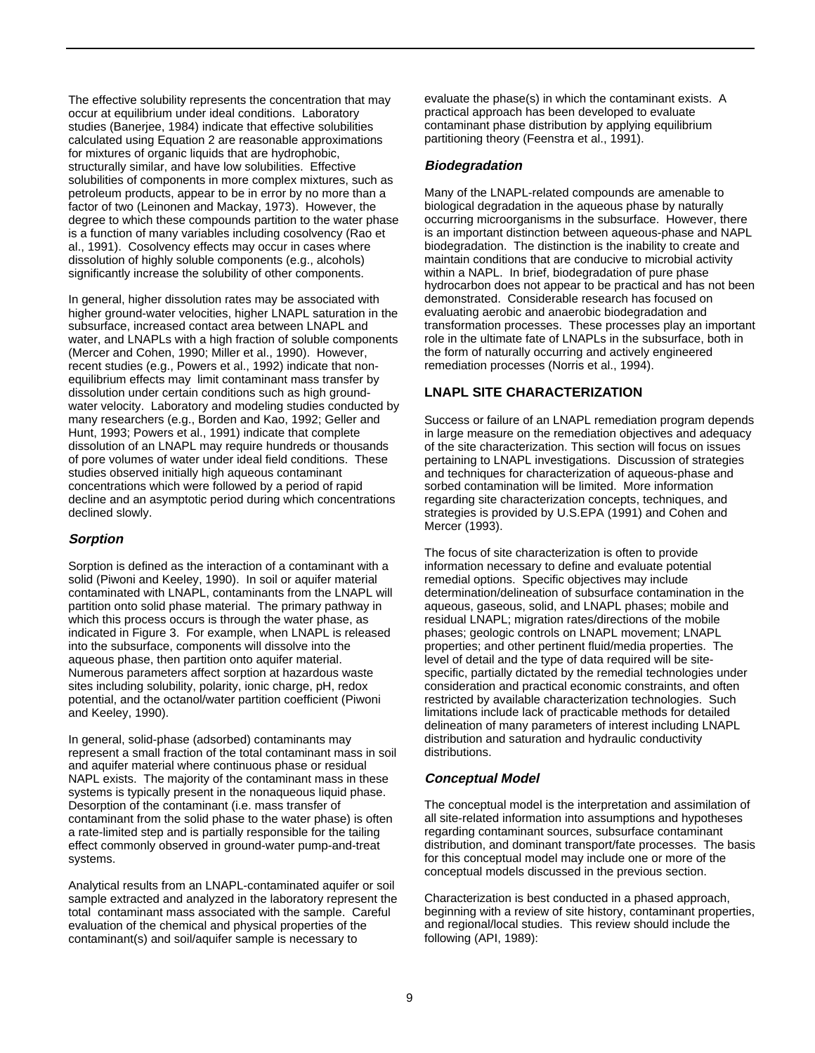The effective solubility represents the concentration that may occur at equilibrium under ideal conditions. Laboratory studies (Banerjee, 1984) indicate that effective solubilities calculated using Equation 2 are reasonable approximations for mixtures of organic liquids that are hydrophobic, structurally similar, and have low solubilities. Effective solubilities of components in more complex mixtures, such as petroleum products, appear to be in error by no more than a factor of two (Leinonen and Mackay, 1973). However, the degree to which these compounds partition to the water phase is a function of many variables including cosolvency (Rao et al., 1991). Cosolvency effects may occur in cases where dissolution of highly soluble components (e.g., alcohols) significantly increase the solubility of other components.

In general, higher dissolution rates may be associated with higher ground-water velocities, higher LNAPL saturation in the subsurface, increased contact area between LNAPL and water, and LNAPLs with a high fraction of soluble components (Mercer and Cohen, 1990; Miller et al., 1990). However, recent studies (e.g., Powers et al., 1992) indicate that non-equilibrium effects may limit contaminant mass transfer by dissolution under certain conditions such as high ground-water velocity. Laboratory and modeling studies conducted by many researchers (e.g., Borden and Kao, 1992; Geller and Hunt, 1993; Powers et al., 1991) indicate that complete dissolution of an LNAPL may require hundreds or thousands of pore volumes of water under ideal field conditions. These studies observed initially high aqueous contaminant concentrations which were followed by a period of rapid decline and an asymptotic period during which concentrations declined slowly.

### *Sorption*

Sorption is defined as the interaction of a contaminant with a solid (Piwoni and Keeley, 1990). In soil or aquifer material contaminated with LNAPL, contaminants from the LNAPL will partition onto solid phase material. The primary pathway in which this process occurs is through the water phase, as indicated in Figure 3. For example, when LNAPL is released into the subsurface, components will dissolve into the aqueous phase, then partition onto aquifer material. Numerous parameters affect sorption at hazardous waste sites including solubility, polarity, ionic charge, pH, redox potential, and the octanol/water partition coefficient (Piwoni and Keeley, 1990).

In general, solid-phase (adsorbed) contaminants may represent a small fraction of the total contaminant mass in soil and aquifer material where continuous phase or residual NAPL exists. The majority of the contaminant mass in these systems is typically present in the nonaqueous liquid phase. Desorption of the contaminant (i.e. mass transfer of contaminant from the solid phase to the water phase) is often a rate-limited step and is partially responsible for the tailing effect commonly observed in ground-water pump-and-treat systems.

Analytical results from an LNAPL-contaminated aquifer or soil sample extracted and analyzed in the laboratory represent the total contaminant mass associated with the sample. Careful evaluation of the chemical and physical properties of the contaminant(s) and soil/aquifer sample is necessary to evaluate the phase(s) in which the contaminant exists. A practical approach has been developed to evaluate contaminant phase distribution by applying equilibrium partitioning theory (Feenstra et al., 1991).

### *Biodegradation*

Many of the LNAPL-related compounds are amenable to biological degradation in the aqueous phase by naturally occurring microorganisms in the subsurface. However, there is an important distinction between aqueous-phase and NAPL biodegradation. The distinction is the inability to create and maintain conditions that are conducive to microbial activity within a NAPL. In brief, biodegradation of pure phase hydrocarbon does not appear to be practical and has not been demonstrated. Considerable research has focused on evaluating aerobic and anaerobic biodegradation and transformation processes. These processes play an important role in the ultimate fate of LNAPLs in the subsurface, both in the form of naturally occurring and actively engineered remediation processes (Norris et al., 1994).

## LNAPL SITE CHARACTERIZATION

Success or failure of an LNAPL remediation program depends in large measure on the remediation objectives and adequacy of the site characterization. This section will focus on issues pertaining to LNAPL investigations. Discussion of strategies and techniques for characterization of aqueous-phase and sorbed contamination will be limited. More information regarding site characterization concepts, techniques, and strategies is provided by U.S.EPA (1991) and Cohen and Mercer (1993).

The focus of site characterization is often to provide information necessary to define and evaluate potential remedial options. Specific objectives may include determination/delineation of subsurface contamination in the aqueous, gaseous, solid, and LNAPL phases; mobile and residual LNAPL; migration rates/directions of the mobile phases; geologic controls on LNAPL movement; LNAPL properties; and other pertinent fluid/media properties. The level of detail and the type of data required will be site-specific, partially dictated by the remedial technologies under consideration and practical economic constraints, and often restricted by available characterization technologies. Such limitations include lack of practicable methods for detailed delineation of many parameters of interest including LNAPL distribution and saturation and hydraulic conductivity distributions.

### *Conceptual Model*

The conceptual model is the interpretation and assimilation of all site-related information into assumptions and hypotheses regarding contaminant sources, subsurface contaminant distribution, and dominant transport/fate processes. The basis for this conceptual model may include one or more of the conceptual models discussed in the previous section.

Characterization is best conducted in a phased approach, beginning with a review of site history, contaminant properties, and regional/local studies. This review should include the following (API, 1989):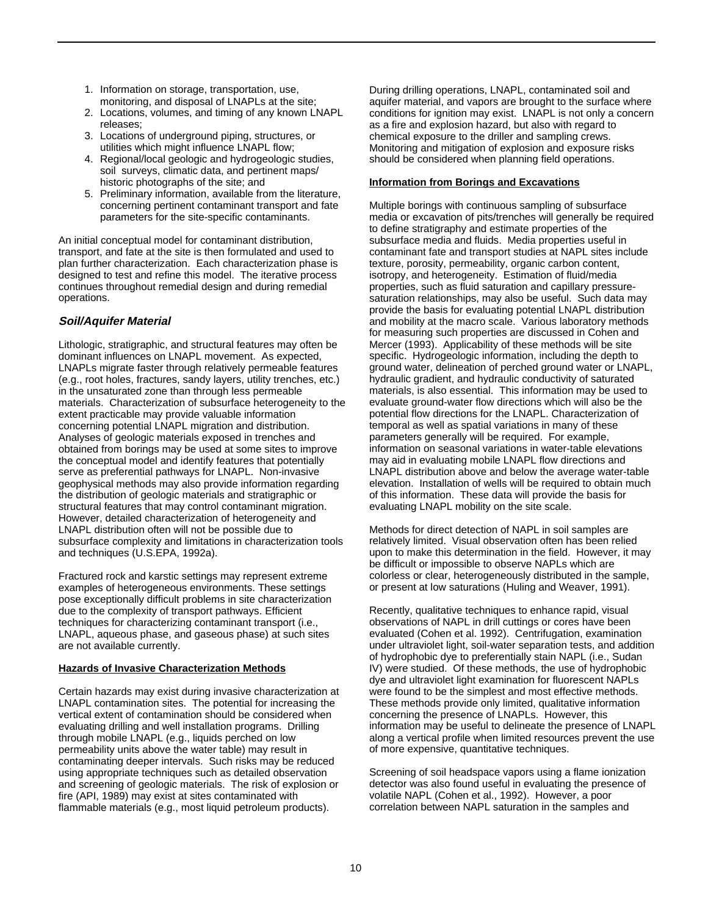1. Information on storage, transportation, use, monitoring, and disposal of LNAPLs at the site;
2. Locations, volumes, and timing of any known LNAPL releases;
3. Locations of underground piping, structures, or utilities which might influence LNAPL flow;
4. Regional/local geologic and hydrogeologic studies, soil surveys, climatic data, and pertinent maps/ historic photographs of the site; and
5. Preliminary information, available from the literature, concerning pertinent contaminant transport and fate parameters for the site-specific contaminants.

An initial conceptual model for contaminant distribution, transport, and fate at the site is then formulated and used to plan further characterization. Each characterization phase is designed to test and refine this model. The iterative process continues throughout remedial design and during remedial operations.

### *Soil/Aquifer Material*

Lithologic, stratigraphic, and structural features may often be dominant influences on LNAPL movement. As expected, LNAPLs migrate faster through relatively permeable features (e.g., root holes, fractures, sandy layers, utility trenches, etc.) in the unsaturated zone than through less permeable materials. Characterization of subsurface heterogeneity to the extent practicable may provide valuable information concerning potential LNAPL migration and distribution. Analyses of geologic materials exposed in trenches and obtained from borings may be used at some sites to improve the conceptual model and identify features that potentially serve as preferential pathways for LNAPL. Non-invasive geophysical methods may also provide information regarding the distribution of geologic materials and stratigraphic or structural features that may control contaminant migration. However, detailed characterization of heterogeneity and LNAPL distribution often will not be possible due to subsurface complexity and limitations in characterization tools and techniques (U.S.EPA, 1992a).

Fractured rock and karstic settings may represent extreme examples of heterogeneous environments. These settings pose exceptionally difficult problems in site characterization due to the complexity of transport pathways. Efficient techniques for characterizing contaminant transport (i.e., LNAPL, aqueous phase, and gaseous phase) at such sites are not available currently.

**Hazards of Invasive Characterization Methods**

Certain hazards may exist during invasive characterization at LNAPL contamination sites. The potential for increasing the vertical extent of contamination should be considered when evaluating drilling and well installation programs. Drilling through mobile LNAPL (e.g., liquids perched on low permeability units above the water table) may result in contaminating deeper intervals. Such risks may be reduced using appropriate techniques such as detailed observation and screening of geologic materials. The risk of explosion or fire (API, 1989) may exist at sites contaminated with flammable materials (e.g., most liquid petroleum products). During drilling operations, LNAPL, contaminated soil and aquifer material, and vapors are brought to the surface where conditions for ignition may exist. LNAPL is not only a concern as a fire and explosion hazard, but also with regard to chemical exposure to the driller and sampling crews. Monitoring and mitigation of explosion and exposure risks should be considered when planning field operations.

**Information from Borings and Excavations**

Multiple borings with continuous sampling of subsurface media or excavation of pits/trenches will generally be required to define stratigraphy and estimate properties of the subsurface media and fluids. Media properties useful in contaminant fate and transport studies at NAPL sites include texture, porosity, permeability, organic carbon content, isotropy, and heterogeneity. Estimation of fluid/media properties, such as fluid saturation and capillary pressure-saturation relationships, may also be useful. Such data may provide the basis for evaluating potential LNAPL distribution and mobility at the macro scale. Various laboratory methods for measuring such properties are discussed in Cohen and Mercer (1993). Applicability of these methods will be site specific. Hydrogeologic information, including the depth to ground water, delineation of perched ground water or LNAPL, hydraulic gradient, and hydraulic conductivity of saturated materials, is also essential. This information may be used to evaluate ground-water flow directions which will also be the potential flow directions for the LNAPL. Characterization of temporal as well as spatial variations in many of these parameters generally will be required. For example, information on seasonal variations in water-table elevations may aid in evaluating mobile LNAPL flow directions and LNAPL distribution above and below the average water-table elevation. Installation of wells will be required to obtain much of this information. These data will provide the basis for evaluating LNAPL mobility on the site scale.

Methods for direct detection of NAPL in soil samples are relatively limited. Visual observation often has been relied upon to make this determination in the field. However, it may be difficult or impossible to observe NAPLs which are colorless or clear, heterogeneously distributed in the sample, or present at low saturations (Huling and Weaver, 1991).

Recently, qualitative techniques to enhance rapid, visual observations of NAPL in drill cuttings or cores have been evaluated (Cohen et al. 1992). Centrifugation, examination under ultraviolet light, soil-water separation tests, and addition of hydrophobic dye to preferentially stain NAPL (i.e., Sudan IV) were studied. Of these methods, the use of hydrophobic dye and ultraviolet light examination for fluorescent NAPLs were found to be the simplest and most effective methods. These methods provide only limited, qualitative information concerning the presence of LNAPLs. However, this information may be useful to delineate the presence of LNAPL along a vertical profile when limited resources prevent the use of more expensive, quantitative techniques.

Screening of soil headspace vapors using a flame ionization detector was also found useful in evaluating the presence of volatile NAPL (Cohen et al., 1992). However, a poor correlation between NAPL saturation in the samples and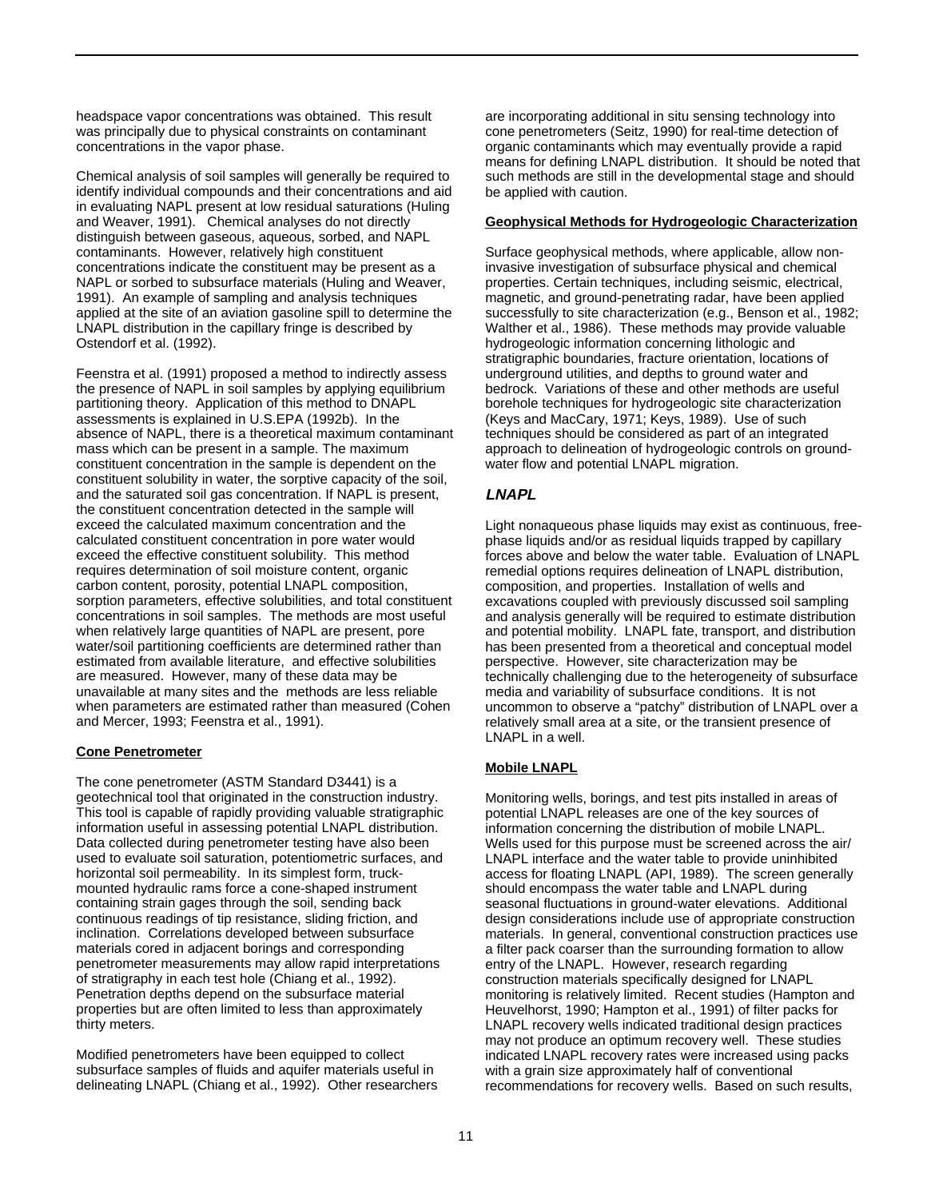headspace vapor concentrations was obtained. This result was principally due to physical constraints on contaminant concentrations in the vapor phase.

Chemical analysis of soil samples will generally be required to identify individual compounds and their concentrations and aid in evaluating NAPL present at low residual saturations (Huling and Weaver, 1991). Chemical analyses do not directly distinguish between gaseous, aqueous, sorbed, and NAPL contaminants. However, relatively high constituent concentrations indicate the constituent may be present as a NAPL or sorbed to subsurface materials (Huling and Weaver, 1991). An example of sampling and analysis techniques applied at the site of an aviation gasoline spill to determine the LNAPL distribution in the capillary fringe is described by Ostendorf et al. (1992).

Feenstra et al. (1991) proposed a method to indirectly assess the presence of NAPL in soil samples by applying equilibrium partitioning theory. Application of this method to DNAPL assessments is explained in U.S.EPA (1992b). In the absence of NAPL, there is a theoretical maximum contaminant mass which can be present in a sample. The maximum constituent concentration in the sample is dependent on the constituent solubility in water, the sorptive capacity of the soil, and the saturated soil gas concentration. If NAPL is present, the constituent concentration detected in the sample will exceed the calculated maximum concentration and the calculated constituent concentration in pore water would exceed the effective constituent solubility. This method requires determination of soil moisture content, organic carbon content, porosity, potential LNAPL composition, sorption parameters, effective solubilities, and total constituent concentrations in soil samples. The methods are most useful when relatively large quantities of NAPL are present, pore water/soil partitioning coefficients are determined rather than estimated from available literature, and effective solubilities are measured. However, many of these data may be unavailable at many sites and the methods are less reliable when parameters are estimated rather than measured (Cohen and Mercer, 1993; Feenstra et al., 1991).

**Cone Penetrometer**

The cone penetrometer (ASTM Standard D3441) is a geotechnical tool that originated in the construction industry. This tool is capable of rapidly providing valuable stratigraphic information useful in assessing potential LNAPL distribution. Data collected during penetrometer testing have also been used to evaluate soil saturation, potentiometric surfaces, and horizontal soil permeability. In its simplest form, truck-mounted hydraulic rams force a cone-shaped instrument containing strain gages through the soil, sending back continuous readings of tip resistance, sliding friction, and inclination. Correlations developed between subsurface materials cored in adjacent borings and corresponding penetrometer measurements may allow rapid interpretations of stratigraphy in each test hole (Chiang et al., 1992). Penetration depths depend on the subsurface material properties but are often limited to less than approximately thirty meters.

Modified penetrometers have been equipped to collect subsurface samples of fluids and aquifer materials useful in delineating LNAPL (Chiang et al., 1992). Other researchers are incorporating additional in situ sensing technology into cone penetrometers (Seitz, 1990) for real-time detection of organic contaminants which may eventually provide a rapid means for defining LNAPL distribution. It should be noted that such methods are still in the developmental stage and should be applied with caution.

**Geophysical Methods for Hydrogeologic Characterization**

Surface geophysical methods, where applicable, allow non-invasive investigation of subsurface physical and chemical properties. Certain techniques, including seismic, electrical, magnetic, and ground-penetrating radar, have been applied successfully to site characterization (e.g., Benson et al., 1982; Walther et al., 1986). These methods may provide valuable hydrogeologic information concerning lithologic and stratigraphic boundaries, fracture orientation, locations of underground utilities, and depths to ground water and bedrock. Variations of these and other methods are useful borehole techniques for hydrogeologic site characterization (Keys and MacCary, 1971; Keys, 1989). Use of such techniques should be considered as part of an integrated approach to delineation of hydrogeologic controls on ground-water flow and potential LNAPL migration.

## *LNAPL*

Light nonaqueous phase liquids may exist as continuous, free-phase liquids and/or as residual liquids trapped by capillary forces above and below the water table. Evaluation of LNAPL remedial options requires delineation of LNAPL distribution, composition, and properties. Installation of wells and excavations coupled with previously discussed soil sampling and analysis generally will be required to estimate distribution and potential mobility. LNAPL fate, transport, and distribution has been presented from a theoretical and conceptual model perspective. However, site characterization may be technically challenging due to the heterogeneity of subsurface media and variability of subsurface conditions. It is not uncommon to observe a “patchy” distribution of LNAPL over a relatively small area at a site, or the transient presence of LNAPL in a well.

**Mobile LNAPL**

Monitoring wells, borings, and test pits installed in areas of potential LNAPL releases are one of the key sources of information concerning the distribution of mobile LNAPL. Wells used for this purpose must be screened across the air/LNAPL interface and the water table to provide uninhibited access for floating LNAPL (API, 1989). The screen generally should encompass the water table and LNAPL during seasonal fluctuations in ground-water elevations. Additional design considerations include use of appropriate construction materials. In general, conventional construction practices use a filter pack coarser than the surrounding formation to allow entry of the LNAPL. However, research regarding construction materials specifically designed for LNAPL monitoring is relatively limited. Recent studies (Hampton and Heuvelhorst, 1990; Hampton et al., 1991) of filter packs for LNAPL recovery wells indicated traditional design practices may not produce an optimum recovery well. These studies indicated LNAPL recovery rates were increased using packs with a grain size approximately half of conventional recommendations for recovery wells. Based on such results,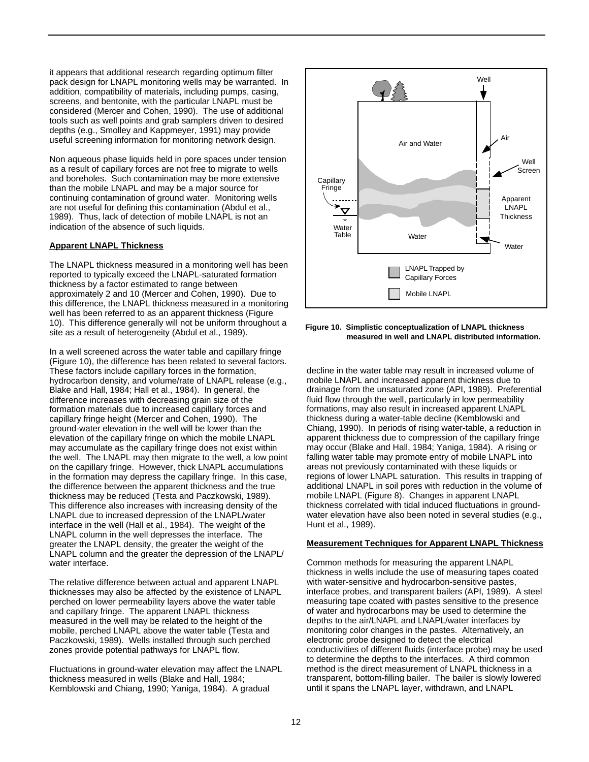it appears that additional research regarding optimum filter pack design for LNAPL monitoring wells may be warranted. In addition, compatibility of materials, including pumps, casing, screens, and bentonite, with the particular LNAPL must be considered (Mercer and Cohen, 1990). The use of additional tools such as well points and grab samplers driven to desired depths (e.g., Smolley and Kappmeyer, 1991) may provide useful screening information for monitoring network design.

Non aqueous phase liquids held in pore spaces under tension as a result of capillary forces are not free to migrate to wells and boreholes. Such contamination may be more extensive than the mobile LNAPL and may be a major source for continuing contamination of ground water. Monitoring wells are not useful for defining this contamination (Abdul et al., 1989). Thus, lack of detection of mobile LNAPL is not an indication of the absence of such liquids.

## Apparent LNAPL Thickness

The LNAPL thickness measured in a monitoring well has been reported to typically exceed the LNAPL-saturated formation thickness by a factor estimated to range between approximately 2 and 10 (Mercer and Cohen, 1990). Due to this difference, the LNAPL thickness measured in a monitoring well has been referred to as an apparent thickness (Figure 10). This difference generally will not be uniform throughout a site as a result of heterogeneity (Abdul et al., 1989).

In a well screened across the water table and capillary fringe (Figure 10), the difference has been related to several factors. These factors include capillary forces in the formation, hydrocarbon density, and volume/rate of LNAPL release (e.g., Blake and Hall, 1984; Hall et al., 1984). In general, the difference increases with decreasing grain size of the formation materials due to increased capillary forces and capillary fringe height (Mercer and Cohen, 1990). The ground-water elevation in the well will be lower than the elevation of the capillary fringe on which the mobile LNAPL may accumulate as the capillary fringe does not exist within the well. The LNAPL may then migrate to the well, a low point on the capillary fringe. However, thick LNAPL accumulations in the formation may depress the capillary fringe. In this case, the difference between the apparent thickness and the true thickness may be reduced (Testa and Paczkowski, 1989). This difference also increases with increasing density of the LNAPL due to increased depression of the LNAPL/water interface in the well (Hall et al., 1984). The weight of the LNAPL column in the well depresses the interface. The greater the LNAPL density, the greater the weight of the LNAPL column and the greater the depression of the LNAPL/water interface.

The relative difference between actual and apparent LNAPL thicknesses may also be affected by the existence of LNAPL perched on lower permeability layers above the water table and capillary fringe. The apparent LNAPL thickness measured in the well may be related to the height of the mobile, perched LNAPL above the water table (Testa and Paczkowski, 1989). Wells installed through such perched zones provide potential pathways for LNAPL flow.

Fluctuations in ground-water elevation may affect the LNAPL thickness measured in wells (Blake and Hall, 1984; Kemblowski and Chiang, 1990; Yaniga, 1984). A gradual decline in the water table may result in increased volume of mobile LNAPL and increased apparent thickness due to drainage from the unsaturated zone (API, 1989). Preferential fluid flow through the well, particularly in low permeability formations, may also result in increased apparent LNAPL thickness during a water-table decline (Kemblowski and Chiang, 1990). In periods of rising water-table, a reduction in apparent thickness due to compression of the capillary fringe may occur (Blake and Hall, 1984; Yaniga, 1984). A rising or falling water table may promote entry of mobile LNAPL into areas not previously contaminated with these liquids or regions of lower LNAPL saturation. This results in trapping of additional LNAPL in soil pores with reduction in the volume of mobile LNAPL (Figure 8). Changes in apparent LNAPL thickness correlated with tidal induced fluctuations in ground-water elevation have also been noted in several studies (e.g., Hunt et al., 1989).

**Figure 10. Simplistic conceptualization of LNAPL thickness measured in well and LNAPL distributed information.**

## Measurement Techniques for Apparent LNAPL Thickness

Common methods for measuring the apparent LNAPL thickness in wells include the use of measuring tapes coated with water-sensitive and hydrocarbon-sensitive pastes, interface probes, and transparent bailers (API, 1989). A steel measuring tape coated with pastes sensitive to the presence of water and hydrocarbons may be used to determine the depths to the air/LNAPL and LNAPL/water interfaces by monitoring color changes in the pastes. Alternatively, an electronic probe designed to detect the electrical conductivities of different fluids (interface probe) may be used to determine the depths to the interfaces. A third common method is the direct measurement of LNAPL thickness in a transparent, bottom-filling bailer. The bailer is slowly lowered until it spans the LNAPL layer, withdrawn, and LNAPL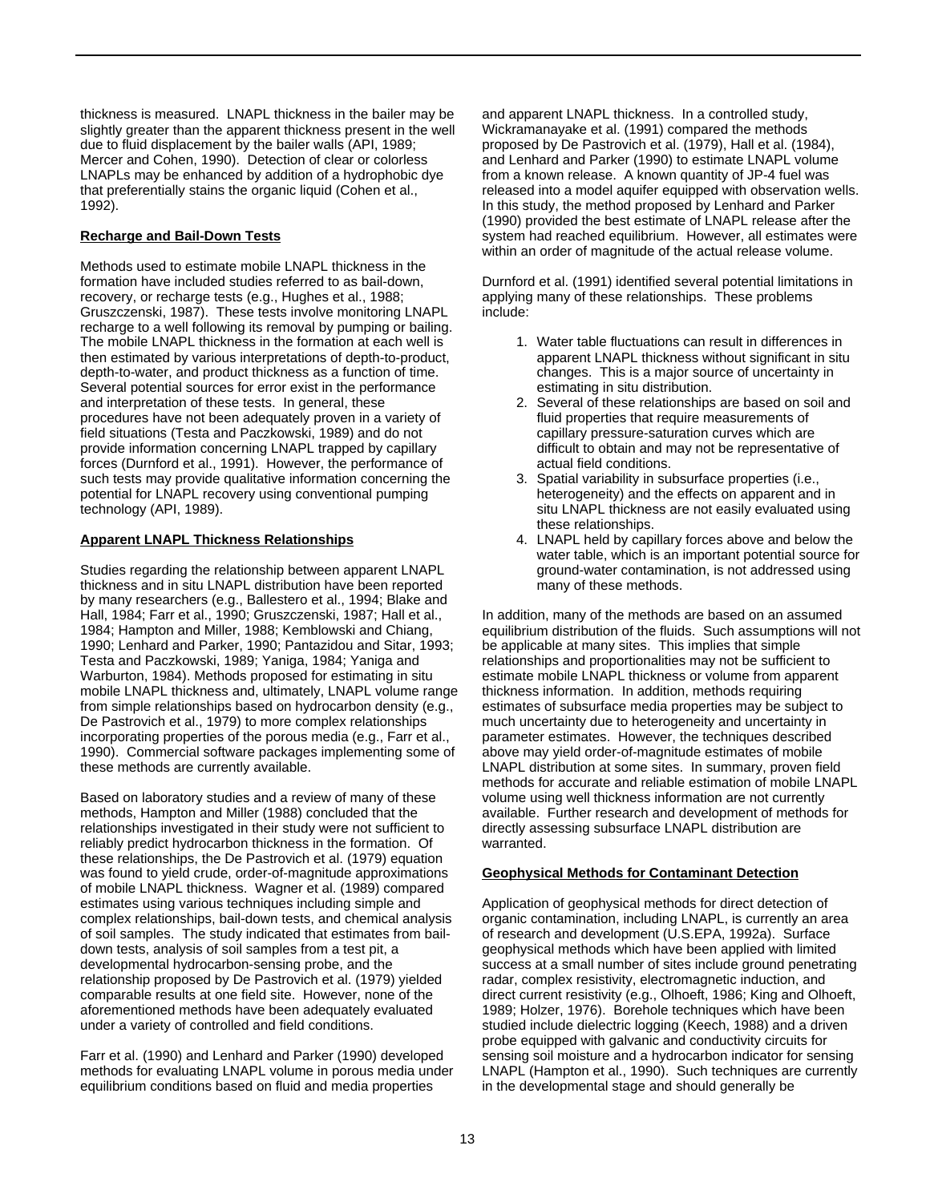thickness is measured. LNAPL thickness in the bailer may be slightly greater than the apparent thickness present in the well due to fluid displacement by the bailer walls (API, 1989; Mercer and Cohen, 1990). Detection of clear or colorless LNAPLs may be enhanced by addition of a hydrophobic dye that preferentially stains the organic liquid (Cohen et al., 1992).

**Recharge and Bail-Down Tests**

Methods used to estimate mobile LNAPL thickness in the formation have included studies referred to as bail-down, recovery, or recharge tests (e.g., Hughes et al., 1988; Gruszczenski, 1987). These tests involve monitoring LNAPL recharge to a well following its removal by pumping or bailing. The mobile LNAPL thickness in the formation at each well is then estimated by various interpretations of depth-to-product, depth-to-water, and product thickness as a function of time. Several potential sources for error exist in the performance and interpretation of these tests. In general, these procedures have not been adequately proven in a variety of field situations (Testa and Paczkowski, 1989) and do not provide information concerning LNAPL trapped by capillary forces (Durnford et al., 1991). However, the performance of such tests may provide qualitative information concerning the potential for LNAPL recovery using conventional pumping technology (API, 1989).

**Apparent LNAPL Thickness Relationships**

Studies regarding the relationship between apparent LNAPL thickness and in situ LNAPL distribution have been reported by many researchers (e.g., Ballestero et al., 1994; Blake and Hall, 1984; Farr et al., 1990; Gruszczenski, 1987; Hall et al., 1984; Hampton and Miller, 1988; Kemblowski and Chiang, 1990; Lenhard and Parker, 1990; Pantazidou and Sitar, 1993; Testa and Paczkowski, 1989; Yaniga, 1984; Yaniga and Warburton, 1984). Methods proposed for estimating in situ mobile LNAPL thickness and, ultimately, LNAPL volume range from simple relationships based on hydrocarbon density (e.g., De Pastrovich et al., 1979) to more complex relationships incorporating properties of the porous media (e.g., Farr et al., 1990). Commercial software packages implementing some of these methods are currently available.

Based on laboratory studies and a review of many of these methods, Hampton and Miller (1988) concluded that the relationships investigated in their study were not sufficient to reliably predict hydrocarbon thickness in the formation. Of these relationships, the De Pastrovich et al. (1979) equation was found to yield crude, order-of-magnitude approximations of mobile LNAPL thickness. Wagner et al. (1989) compared estimates using various techniques including simple and complex relationships, bail-down tests, and chemical analysis of soil samples. The study indicated that estimates from bail-down tests, analysis of soil samples from a test pit, a developmental hydrocarbon-sensing probe, and the relationship proposed by De Pastrovich et al. (1979) yielded comparable results at one field site. However, none of the aforementioned methods have been adequately evaluated under a variety of controlled and field conditions.

Farr et al. (1990) and Lenhard and Parker (1990) developed methods for evaluating LNAPL volume in porous media under equilibrium conditions based on fluid and media properties and apparent LNAPL thickness. In a controlled study, Wickramanayake et al. (1991) compared the methods proposed by De Pastrovich et al. (1979), Hall et al. (1984), and Lenhard and Parker (1990) to estimate LNAPL volume from a known release. A known quantity of JP-4 fuel was released into a model aquifer equipped with observation wells. In this study, the method proposed by Lenhard and Parker (1990) provided the best estimate of LNAPL release after the system had reached equilibrium. However, all estimates were within an order of magnitude of the actual release volume.

Durnford et al. (1991) identified several potential limitations in applying many of these relationships. These problems include:

1. Water table fluctuations can result in differences in apparent LNAPL thickness without significant in situ changes. This is a major source of uncertainty in estimating in situ distribution.
2. Several of these relationships are based on soil and fluid properties that require measurements of capillary pressure-saturation curves which are difficult to obtain and may not be representative of actual field conditions.
3. Spatial variability in subsurface properties (i.e., heterogeneity) and the effects on apparent and in situ LNAPL thickness are not easily evaluated using these relationships.
4. LNAPL held by capillary forces above and below the water table, which is an important potential source for ground-water contamination, is not addressed using many of these methods.

In addition, many of the methods are based on an assumed equilibrium distribution of the fluids. Such assumptions will not be applicable at many sites. This implies that simple relationships and proportionalities may not be sufficient to estimate mobile LNAPL thickness or volume from apparent thickness information. In addition, methods requiring estimates of subsurface media properties may be subject to much uncertainty due to heterogeneity and uncertainty in parameter estimates. However, the techniques described above may yield order-of-magnitude estimates of mobile LNAPL distribution at some sites. In summary, proven field methods for accurate and reliable estimation of mobile LNAPL volume using well thickness information are not currently available. Further research and development of methods for directly assessing subsurface LNAPL distribution are warranted.

**Geophysical Methods for Contaminant Detection**

Application of geophysical methods for direct detection of organic contamination, including LNAPL, is currently an area of research and development (U.S.EPA, 1992a). Surface geophysical methods which have been applied with limited success at a small number of sites include ground penetrating radar, complex resistivity, electromagnetic induction, and direct current resistivity (e.g., Olhoeft, 1986; King and Olhoeft, 1989; Holzer, 1976). Borehole techniques which have been studied include dielectric logging (Keech, 1988) and a driven probe equipped with galvanic and conductivity circuits for sensing soil moisture and a hydrocarbon indicator for sensing LNAPL (Hampton et al., 1990). Such techniques are currently in the developmental stage and should generally be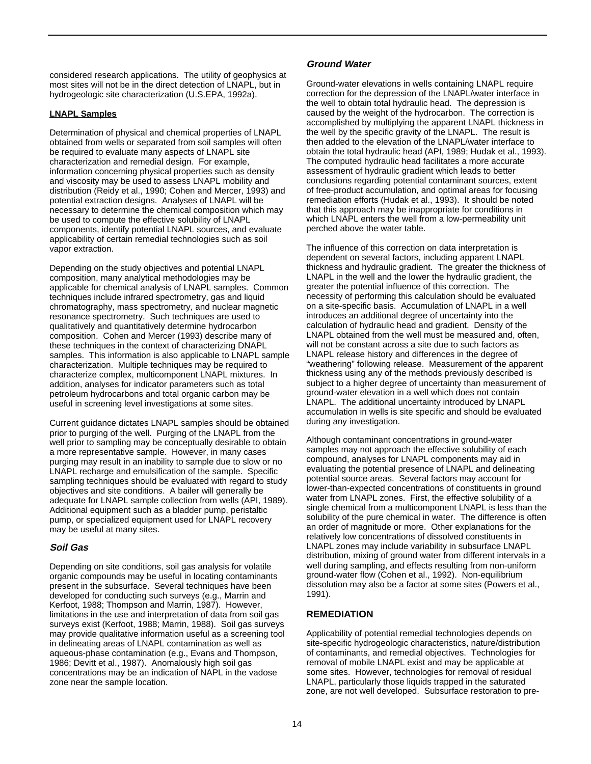considered research applications. The utility of geophysics at most sites will not be in the direct detection of LNAPL, but in hydrogeologic site characterization (U.S.EPA, 1992a).

**LNAPL Samples**

Determination of physical and chemical properties of LNAPL obtained from wells or separated from soil samples will often be required to evaluate many aspects of LNAPL site characterization and remedial design. For example, information concerning physical properties such as density and viscosity may be used to assess LNAPL mobility and distribution (Reidy et al., 1990; Cohen and Mercer, 1993) and potential extraction designs. Analyses of LNAPL will be necessary to determine the chemical composition which may be used to compute the effective solubility of LNAPL components, identify potential LNAPL sources, and evaluate applicability of certain remedial technologies such as soil vapor extraction.

Depending on the study objectives and potential LNAPL composition, many analytical methodologies may be applicable for chemical analysis of LNAPL samples. Common techniques include infrared spectrometry, gas and liquid chromatography, mass spectrometry, and nuclear magnetic resonance spectrometry. Such techniques are used to qualitatively and quantitatively determine hydrocarbon composition. Cohen and Mercer (1993) describe many of these techniques in the context of characterizing DNAPL samples. This information is also applicable to LNAPL sample characterization. Multiple techniques may be required to characterize complex, multicomponent LNAPL mixtures. In addition, analyses for indicator parameters such as total petroleum hydrocarbons and total organic carbon may be useful in screening level investigations at some sites.

Current guidance dictates LNAPL samples should be obtained prior to purging of the well. Purging of the LNAPL from the well prior to sampling may be conceptually desirable to obtain a more representative sample. However, in many cases purging may result in an inability to sample due to slow or no LNAPL recharge and emulsification of the sample. Specific sampling techniques should be evaluated with regard to study objectives and site conditions. A bailer will generally be adequate for LNAPL sample collection from wells (API, 1989). Additional equipment such as a bladder pump, peristaltic pump, or specialized equipment used for LNAPL recovery may be useful at many sites.

### *Soil Gas*

Depending on site conditions, soil gas analysis for volatile organic compounds may be useful in locating contaminants present in the subsurface. Several techniques have been developed for conducting such surveys (e.g., Marrin and Kerfoot, 1988; Thompson and Marrin, 1987). However, limitations in the use and interpretation of data from soil gas surveys exist (Kerfoot, 1988; Marrin, 1988). Soil gas surveys may provide qualitative information useful as a screening tool in delineating areas of LNAPL contamination as well as aqueous-phase contamination (e.g., Evans and Thompson, 1986; Devitt et al., 1987). Anomalously high soil gas concentrations may be an indication of NAPL in the vadose zone near the sample location.

### *Ground Water*

Ground-water elevations in wells containing LNAPL require correction for the depression of the LNAPL/water interface in the well to obtain total hydraulic head. The depression is caused by the weight of the hydrocarbon. The correction is accomplished by multiplying the apparent LNAPL thickness in the well by the specific gravity of the LNAPL. The result is then added to the elevation of the LNAPL/water interface to obtain the total hydraulic head (API, 1989; Hudak et al., 1993). The computed hydraulic head facilitates a more accurate assessment of hydraulic gradient which leads to better conclusions regarding potential contaminant sources, extent of free-product accumulation, and optimal areas for focusing remediation efforts (Hudak et al., 1993). It should be noted that this approach may be inappropriate for conditions in which LNAPL enters the well from a low-permeability unit perched above the water table.

The influence of this correction on data interpretation is dependent on several factors, including apparent LNAPL thickness and hydraulic gradient. The greater the thickness of LNAPL in the well and the lower the hydraulic gradient, the greater the potential influence of this correction. The necessity of performing this calculation should be evaluated on a site-specific basis. Accumulation of LNAPL in a well introduces an additional degree of uncertainty into the calculation of hydraulic head and gradient. Density of the LNAPL obtained from the well must be measured and, often, will not be constant across a site due to such factors as LNAPL release history and differences in the degree of "weathering" following release. Measurement of the apparent thickness using any of the methods previously described is subject to a higher degree of uncertainty than measurement of ground-water elevation in a well which does not contain LNAPL. The additional uncertainty introduced by LNAPL accumulation in wells is site specific and should be evaluated during any investigation.

Although contaminant concentrations in ground-water samples may not approach the effective solubility of each compound, analyses for LNAPL components may aid in evaluating the potential presence of LNAPL and delineating potential source areas. Several factors may account for lower-than-expected concentrations of constituents in ground water from LNAPL zones. First, the effective solubility of a single chemical from a multicomponent LNAPL is less than the solubility of the pure chemical in water. The difference is often an order of magnitude or more. Other explanations for the relatively low concentrations of dissolved constituents in LNAPL zones may include variability in subsurface LNAPL distribution, mixing of ground water from different intervals in a well during sampling, and effects resulting from non-uniform ground-water flow (Cohen et al., 1992). Non-equilibrium dissolution may also be a factor at some sites (Powers et al., 1991).

## REMEDIATION

Applicability of potential remedial technologies depends on site-specific hydrogeologic characteristics, nature/distribution of contaminants, and remedial objectives. Technologies for removal of mobile LNAPL exist and may be applicable at some sites. However, technologies for removal of residual LNAPL, particularly those liquids trapped in the saturated zone, are not well developed. Subsurface restoration to pre-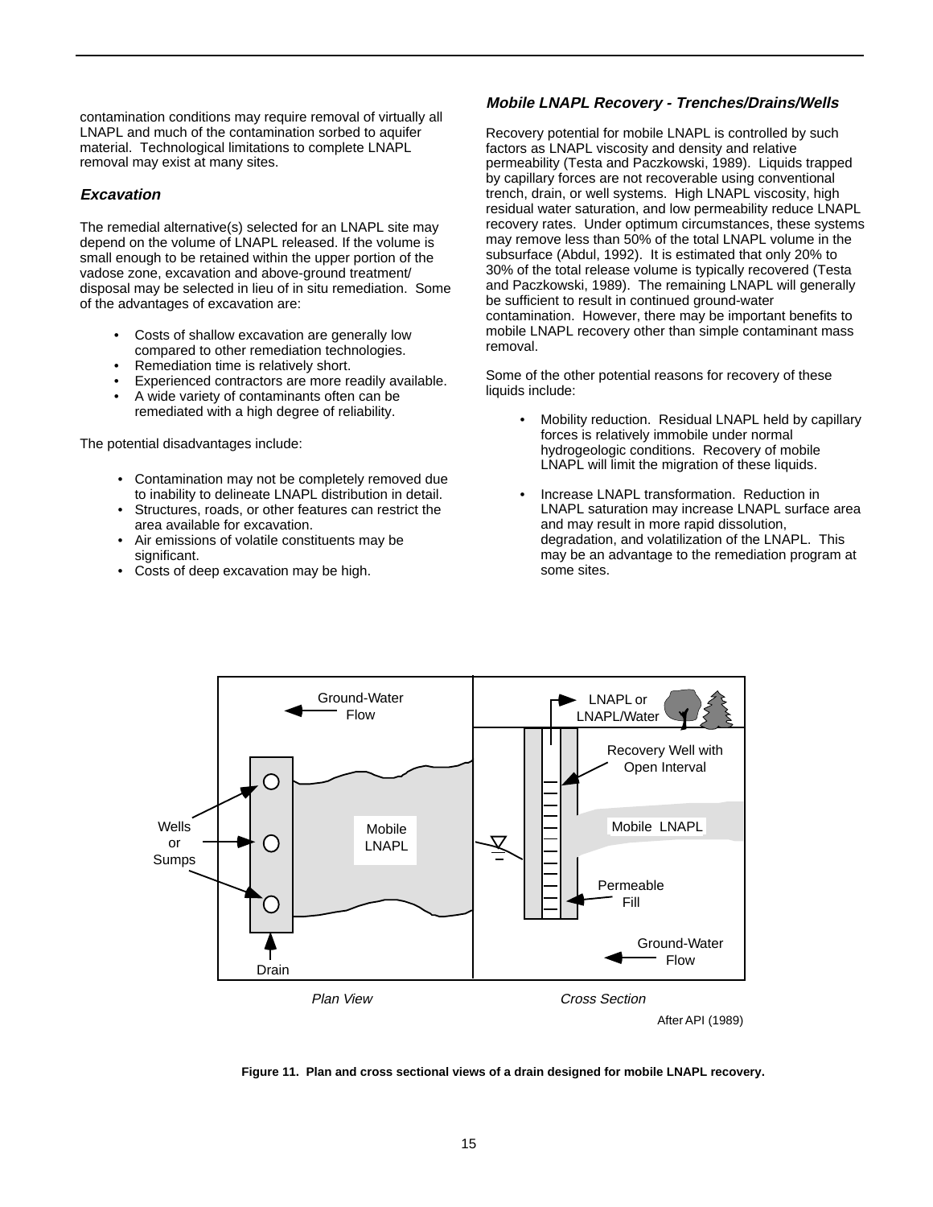contamination conditions may require removal of virtually all LNAPL and much of the contamination sorbed to aquifer material. Technological limitations to complete LNAPL removal may exist at many sites.

### *Excavation*

The remedial alternative(s) selected for an LNAPL site may depend on the volume of LNAPL released. If the volume is small enough to be retained within the upper portion of the vadose zone, excavation and above-ground treatment/disposal may be selected in lieu of in situ remediation. Some of the advantages of excavation are:

- Costs of shallow excavation are generally low compared to other remediation technologies.
- Remediation time is relatively short.
- Experienced contractors are more readily available.
- A wide variety of contaminants often can be remediated with a high degree of reliability.

The potential disadvantages include:

- Contamination may not be completely removed due to inability to delineate LNAPL distribution in detail.
- Structures, roads, or other features can restrict the area available for excavation.
- Air emissions of volatile constituents may be significant.
- Costs of deep excavation may be high.

### *Mobile LNAPL Recovery - Trenches/Drains/Wells*

Recovery potential for mobile LNAPL is controlled by such factors as LNAPL viscosity and density and relative permeability (Testa and Paczkowski, 1989). Liquids trapped by capillary forces are not recoverable using conventional trench, drain, or well systems. High LNAPL viscosity, high residual water saturation, and low permeability reduce LNAPL recovery rates. Under optimum circumstances, these systems may remove less than 50% of the total LNAPL volume in the subsurface (Abdul, 1992). It is estimated that only 20% to 30% of the total release volume is typically recovered (Testa and Paczkowski, 1989). The remaining LNAPL will generally be sufficient to result in continued ground-water contamination. However, there may be important benefits to mobile LNAPL recovery other than simple contaminant mass removal.

Some of the other potential reasons for recovery of these liquids include:

- Mobility reduction. Residual LNAPL held by capillary forces is relatively immobile under normal hydrogeologic conditions. Recovery of mobile LNAPL will limit the migration of these liquids.

- Increase LNAPL transformation. Reduction in LNAPL saturation may increase LNAPL surface area and may result in more rapid dissolution, degradation, and volatilization of the LNAPL. This may be an advantage to the remediation program at some sites.

**Figure 11. Plan and cross sectional views of a drain designed for mobile LNAPL recovery.**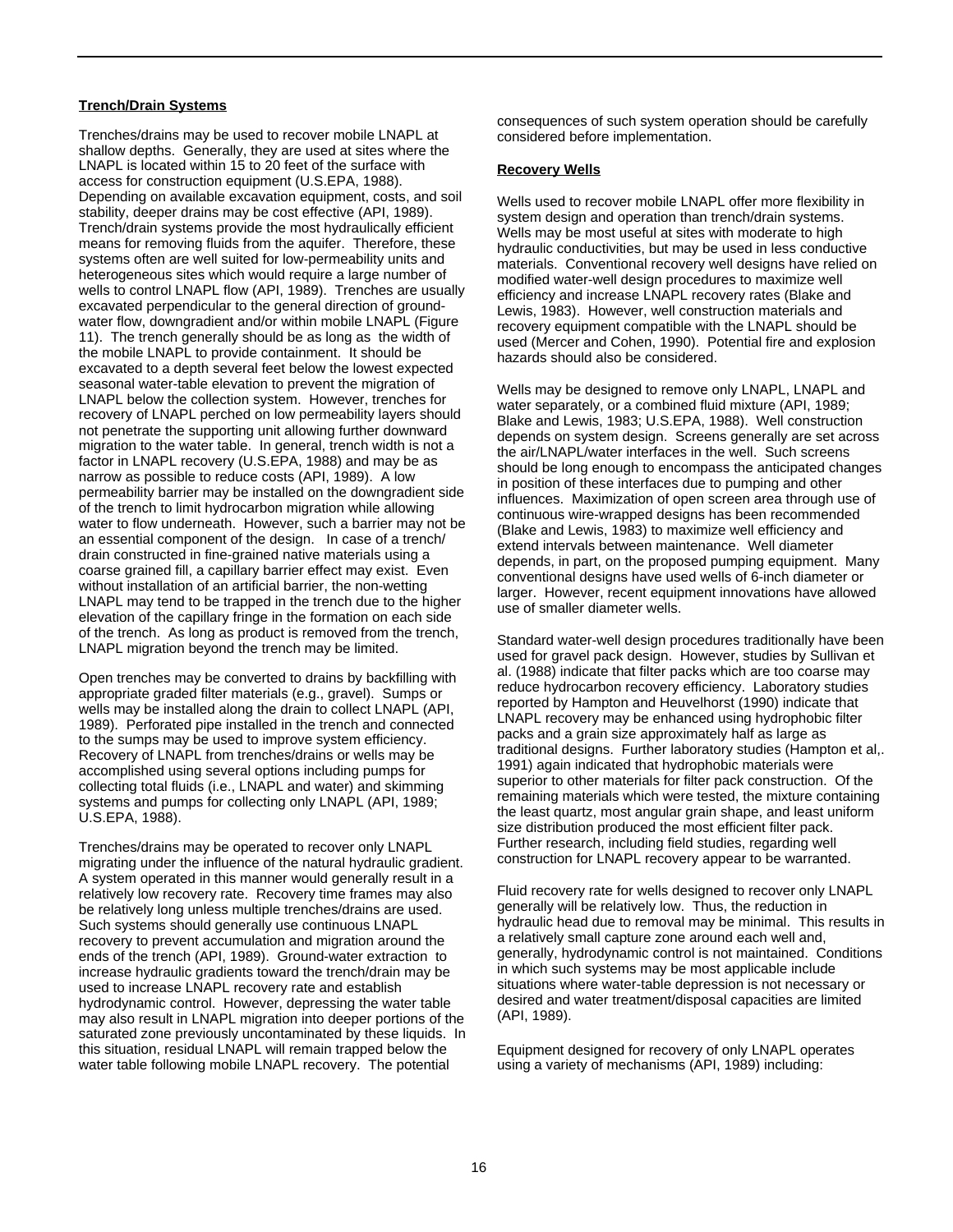### Trench/Drain Systems

Trenches/drains may be used to recover mobile LNAPL at shallow depths. Generally, they are used at sites where the LNAPL is located within 15 to 20 feet of the surface with access for construction equipment (U.S.EPA, 1988). Depending on available excavation equipment, costs, and soil stability, deeper drains may be cost effective (API, 1989). Trench/drain systems provide the most hydraulically efficient means for removing fluids from the aquifer. Therefore, these systems often are well suited for low-permeability units and heterogeneous sites which would require a large number of wells to control LNAPL flow (API, 1989). Trenches are usually excavated perpendicular to the general direction of ground-water flow, downgradient and/or within mobile LNAPL (Figure 11). The trench generally should be as long as the width of the mobile LNAPL to provide containment. It should be excavated to a depth several feet below the lowest expected seasonal water-table elevation to prevent the migration of LNAPL below the collection system. However, trenches for recovery of LNAPL perched on low permeability layers should not penetrate the supporting unit allowing further downward migration to the water table. In general, trench width is not a factor in LNAPL recovery (U.S.EPA, 1988) and may be as narrow as possible to reduce costs (API, 1989). A low permeability barrier may be installed on the downgradient side of the trench to limit hydrocarbon migration while allowing water to flow underneath. However, such a barrier may not be an essential component of the design. In case of a trench/drain constructed in fine-grained native materials using a coarse grained fill, a capillary barrier effect may exist. Even without installation of an artificial barrier, the non-wetting LNAPL may tend to be trapped in the trench due to the higher elevation of the capillary fringe in the formation on each side of the trench. As long as product is removed from the trench, LNAPL migration beyond the trench may be limited.

Open trenches may be converted to drains by backfilling with appropriate graded filter materials (e.g., gravel). Sumps or wells may be installed along the drain to collect LNAPL (API, 1989). Perforated pipe installed in the trench and connected to the sumps may be used to improve system efficiency. Recovery of LNAPL from trenches/drains or wells may be accomplished using several options including pumps for collecting total fluids (i.e., LNAPL and water) and skimming systems and pumps for collecting only LNAPL (API, 1989; U.S.EPA, 1988).

Trenches/drains may be operated to recover only LNAPL migrating under the influence of the natural hydraulic gradient. A system operated in this manner would generally result in a relatively low recovery rate. Recovery time frames may also be relatively long unless multiple trenches/drains are used. Such systems should generally use continuous LNAPL recovery to prevent accumulation and migration around the ends of the trench (API, 1989). Ground-water extraction to increase hydraulic gradients toward the trench/drain may be used to increase LNAPL recovery rate and establish hydrodynamic control. However, depressing the water table may also result in LNAPL migration into deeper portions of the saturated zone previously uncontaminated by these liquids. In this situation, residual LNAPL will remain trapped below the water table following mobile LNAPL recovery. The potential consequences of such system operation should be carefully considered before implementation.

### Recovery Wells

Wells used to recover mobile LNAPL offer more flexibility in system design and operation than trench/drain systems. Wells may be most useful at sites with moderate to high hydraulic conductivities, but may be used in less conductive materials. Conventional recovery well designs have relied on modified water-well design procedures to maximize well efficiency and increase LNAPL recovery rates (Blake and Lewis, 1983). However, well construction materials and recovery equipment compatible with the LNAPL should be used (Mercer and Cohen, 1990). Potential fire and explosion hazards should also be considered.

Wells may be designed to remove only LNAPL, LNAPL and water separately, or a combined fluid mixture (API, 1989; Blake and Lewis, 1983; U.S.EPA, 1988). Well construction depends on system design. Screens generally are set across the air/LNAPL/water interfaces in the well. Such screens should be long enough to encompass the anticipated changes in position of these interfaces due to pumping and other influences. Maximization of open screen area through use of continuous wire-wrapped designs has been recommended (Blake and Lewis, 1983) to maximize well efficiency and extend intervals between maintenance. Well diameter depends, in part, on the proposed pumping equipment. Many conventional designs have used wells of 6-inch diameter or larger. However, recent equipment innovations have allowed use of smaller diameter wells.

Standard water-well design procedures traditionally have been used for gravel pack design. However, studies by Sullivan et al. (1988) indicate that filter packs which are too coarse may reduce hydrocarbon recovery efficiency. Laboratory studies reported by Hampton and Heuvelhorst (1990) indicate that LNAPL recovery may be enhanced using hydrophobic filter packs and a grain size approximately half as large as traditional designs. Further laboratory studies (Hampton et al,. 1991) again indicated that hydrophobic materials were superior to other materials for filter pack construction. Of the remaining materials which were tested, the mixture containing the least quartz, most angular grain shape, and least uniform size distribution produced the most efficient filter pack. Further research, including field studies, regarding well construction for LNAPL recovery appear to be warranted.

Fluid recovery rate for wells designed to recover only LNAPL generally will be relatively low. Thus, the reduction in hydraulic head due to removal may be minimal. This results in a relatively small capture zone around each well and, generally, hydrodynamic control is not maintained. Conditions in which such systems may be most applicable include situations where water-table depression is not necessary or desired and water treatment/disposal capacities are limited (API, 1989).

Equipment designed for recovery of only LNAPL operates using a variety of mechanisms (API, 1989) including: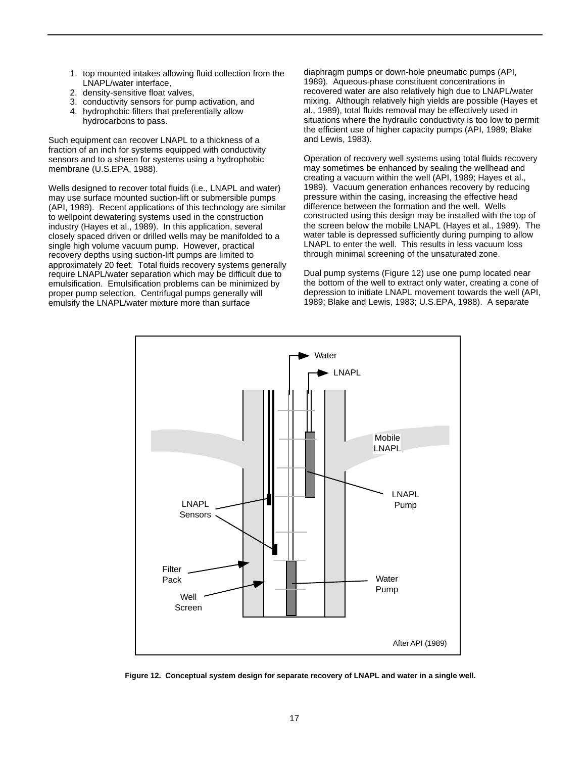1. top mounted intakes allowing fluid collection from the LNAPL/water interface,
2. density-sensitive float valves,
3. conductivity sensors for pump activation, and
4. hydrophobic filters that preferentially allow hydrocarbons to pass.

Such equipment can recover LNAPL to a thickness of a fraction of an inch for systems equipped with conductivity sensors and to a sheen for systems using a hydrophobic membrane (U.S.EPA, 1988).

Wells designed to recover total fluids (i.e., LNAPL and water) may use surface mounted suction-lift or submersible pumps (API, 1989). Recent applications of this technology are similar to wellpoint dewatering systems used in the construction industry (Hayes et al., 1989). In this application, several closely spaced driven or drilled wells may be manifolded to a single high volume vacuum pump. However, practical recovery depths using suction-lift pumps are limited to approximately 20 feet. Total fluids recovery systems generally require LNAPL/water separation which may be difficult due to emulsification. Emulsification problems can be minimized by proper pump selection. Centrifugal pumps generally will emulsify the LNAPL/water mixture more than surface diaphragm pumps or down-hole pneumatic pumps (API, 1989). Aqueous-phase constituent concentrations in recovered water are also relatively high due to LNAPL/water mixing. Although relatively high yields are possible (Hayes et al., 1989), total fluids removal may be effectively used in situations where the hydraulic conductivity is too low to permit the efficient use of higher capacity pumps (API, 1989; Blake and Lewis, 1983).

Operation of recovery well systems using total fluids recovery may sometimes be enhanced by sealing the wellhead and creating a vacuum within the well (API, 1989; Hayes et al., 1989). Vacuum generation enhances recovery by reducing pressure within the casing, increasing the effective head difference between the formation and the well. Wells constructed using this design may be installed with the top of the screen below the mobile LNAPL (Hayes et al., 1989). The water table is depressed sufficiently during pumping to allow LNAPL to enter the well. This results in less vacuum loss through minimal screening of the unsaturated zone.

Dual pump systems (Figure 12) use one pump located near the bottom of the well to extract only water, creating a cone of depression to initiate LNAPL movement towards the well (API, 1989; Blake and Lewis, 1983; U.S.EPA, 1988). A separate

**Figure 12. Conceptual system design for separate recovery of LNAPL and water in a single well.**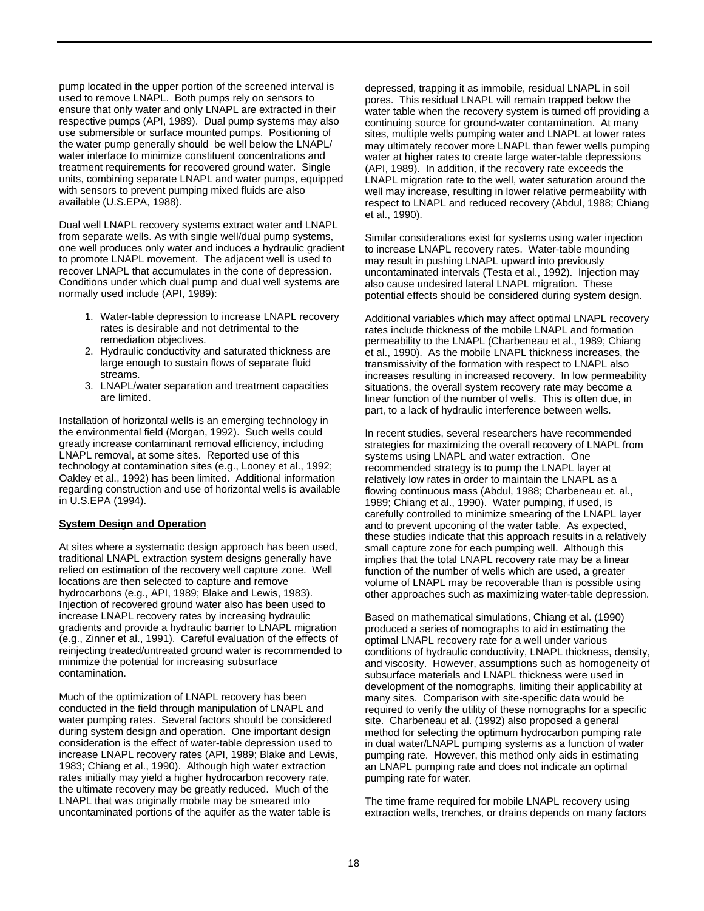pump located in the upper portion of the screened interval is used to remove LNAPL. Both pumps rely on sensors to ensure that only water and only LNAPL are extracted in their respective pumps (API, 1989). Dual pump systems may also use submersible or surface mounted pumps. Positioning of the water pump generally should be well below the LNAPL/ water interface to minimize constituent concentrations and treatment requirements for recovered ground water. Single units, combining separate LNAPL and water pumps, equipped with sensors to prevent pumping mixed fluids are also available (U.S.EPA, 1988).

Dual well LNAPL recovery systems extract water and LNAPL from separate wells. As with single well/dual pump systems, one well produces only water and induces a hydraulic gradient to promote LNAPL movement. The adjacent well is used to recover LNAPL that accumulates in the cone of depression. Conditions under which dual pump and dual well systems are normally used include (API, 1989):

1. Water-table depression to increase LNAPL recovery rates is desirable and not detrimental to the remediation objectives.
2. Hydraulic conductivity and saturated thickness are large enough to sustain flows of separate fluid streams.
3. LNAPL/water separation and treatment capacities are limited.

Installation of horizontal wells is an emerging technology in the environmental field (Morgan, 1992). Such wells could greatly increase contaminant removal efficiency, including LNAPL removal, at some sites. Reported use of this technology at contamination sites (e.g., Looney et al., 1992; Oakley et al., 1992) has been limited. Additional information regarding construction and use of horizontal wells is available in U.S.EPA (1994).

**System Design and Operation**

At sites where a systematic design approach has been used, traditional LNAPL extraction system designs generally have relied on estimation of the recovery well capture zone. Well locations are then selected to capture and remove hydrocarbons (e.g., API, 1989; Blake and Lewis, 1983). Injection of recovered ground water also has been used to increase LNAPL recovery rates by increasing hydraulic gradients and provide a hydraulic barrier to LNAPL migration (e.g., Zinner et al., 1991). Careful evaluation of the effects of reinjecting treated/untreated ground water is recommended to minimize the potential for increasing subsurface contamination.

Much of the optimization of LNAPL recovery has been conducted in the field through manipulation of LNAPL and water pumping rates. Several factors should be considered during system design and operation. One important design consideration is the effect of water-table depression used to increase LNAPL recovery rates (API, 1989; Blake and Lewis, 1983; Chiang et al., 1990). Although high water extraction rates initially may yield a higher hydrocarbon recovery rate, the ultimate recovery may be greatly reduced. Much of the LNAPL that was originally mobile may be smeared into uncontaminated portions of the aquifer as the water table is depressed, trapping it as immobile, residual LNAPL in soil pores. This residual LNAPL will remain trapped below the water table when the recovery system is turned off providing a continuing source for ground-water contamination. At many sites, multiple wells pumping water and LNAPL at lower rates may ultimately recover more LNAPL than fewer wells pumping water at higher rates to create large water-table depressions (API, 1989). In addition, if the recovery rate exceeds the LNAPL migration rate to the well, water saturation around the well may increase, resulting in lower relative permeability with respect to LNAPL and reduced recovery (Abdul, 1988; Chiang et al., 1990).

Similar considerations exist for systems using water injection to increase LNAPL recovery rates. Water-table mounding may result in pushing LNAPL upward into previously uncontaminated intervals (Testa et al., 1992). Injection may also cause undesired lateral LNAPL migration. These potential effects should be considered during system design.

Additional variables which may affect optimal LNAPL recovery rates include thickness of the mobile LNAPL and formation permeability to the LNAPL (Charbeneau et al., 1989; Chiang et al., 1990). As the mobile LNAPL thickness increases, the transmissivity of the formation with respect to LNAPL also increases resulting in increased recovery. In low permeability situations, the overall system recovery rate may become a linear function of the number of wells. This is often due, in part, to a lack of hydraulic interference between wells.

In recent studies, several researchers have recommended strategies for maximizing the overall recovery of LNAPL from systems using LNAPL and water extraction. One recommended strategy is to pump the LNAPL layer at relatively low rates in order to maintain the LNAPL as a flowing continuous mass (Abdul, 1988; Charbeneau et. al., 1989; Chiang et al., 1990). Water pumping, if used, is carefully controlled to minimize smearing of the LNAPL layer and to prevent upconing of the water table. As expected, these studies indicate that this approach results in a relatively small capture zone for each pumping well. Although this implies that the total LNAPL recovery rate may be a linear function of the number of wells which are used, a greater volume of LNAPL may be recoverable than is possible using other approaches such as maximizing water-table depression.

Based on mathematical simulations, Chiang et al. (1990) produced a series of nomographs to aid in estimating the optimal LNAPL recovery rate for a well under various conditions of hydraulic conductivity, LNAPL thickness, density, and viscosity. However, assumptions such as homogeneity of subsurface materials and LNAPL thickness were used in development of the nomographs, limiting their applicability at many sites. Comparison with site-specific data would be required to verify the utility of these nomographs for a specific site. Charbeneau et al. (1992) also proposed a general method for selecting the optimum hydrocarbon pumping rate in dual water/LNAPL pumping systems as a function of water pumping rate. However, this method only aids in estimating an LNAPL pumping rate and does not indicate an optimal pumping rate for water.

The time frame required for mobile LNAPL recovery using extraction wells, trenches, or drains depends on many factors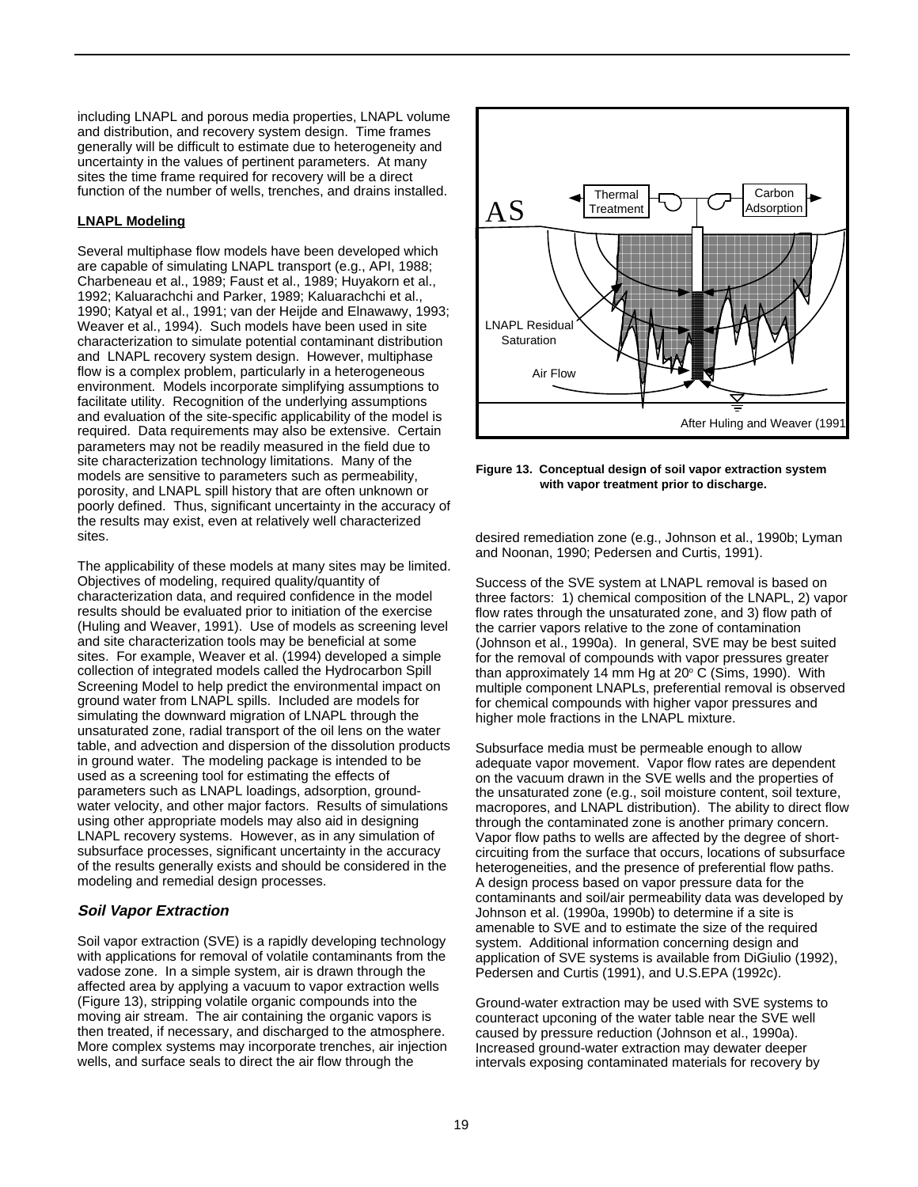including LNAPL and porous media properties, LNAPL volume and distribution, and recovery system design. Time frames generally will be difficult to estimate due to heterogeneity and uncertainty in the values of pertinent parameters. At many sites the time frame required for recovery will be a direct function of the number of wells, trenches, and drains installed.

**LNAPL Modeling**

Several multiphase flow models have been developed which are capable of simulating LNAPL transport (e.g., API, 1988; Charbeneau et al., 1989; Faust et al., 1989; Huyakorn et al., 1992; Kaluarachchi and Parker, 1989; Kaluarachchi et al., 1990; Katyal et al., 1991; van der Heijde and Elnawawy, 1993; Weaver et al., 1994). Such models have been used in site characterization to simulate potential contaminant distribution and LNAPL recovery system design. However, multiphase flow is a complex problem, particularly in a heterogeneous environment. Models incorporate simplifying assumptions to facilitate utility. Recognition of the underlying assumptions and evaluation of the site-specific applicability of the model is required. Data requirements may also be extensive. Certain parameters may not be readily measured in the field due to site characterization technology limitations. Many of the models are sensitive to parameters such as permeability, porosity, and LNAPL spill history that are often unknown or poorly defined. Thus, significant uncertainty in the accuracy of the results may exist, even at relatively well characterized sites.

The applicability of these models at many sites may be limited. Objectives of modeling, required quality/quantity of characterization data, and required confidence in the model results should be evaluated prior to initiation of the exercise (Huling and Weaver, 1991). Use of models as screening level and site characterization tools may be beneficial at some sites. For example, Weaver et al. (1994) developed a simple collection of integrated models called the Hydrocarbon Spill Screening Model to help predict the environmental impact on ground water from LNAPL spills. Included are models for simulating the downward migration of LNAPL through the unsaturated zone, radial transport of the oil lens on the water table, and advection and dispersion of the dissolution products in ground water. The modeling package is intended to be used as a screening tool for estimating the effects of parameters such as LNAPL loadings, adsorption, ground-water velocity, and other major factors. Results of simulations using other appropriate models may also aid in designing LNAPL recovery systems. However, as in any simulation of subsurface processes, significant uncertainty in the accuracy of the results generally exists and should be considered in the modeling and remedial design processes.

### *Soil Vapor Extraction*

Soil vapor extraction (SVE) is a rapidly developing technology with applications for removal of volatile contaminants from the vadose zone. In a simple system, air is drawn through the affected area by applying a vacuum to vapor extraction wells (Figure 13), stripping volatile organic compounds into the moving air stream. The air containing the organic vapors is then treated, if necessary, and discharged to the atmosphere. More complex systems may incorporate trenches, air injection wells, and surface seals to direct the air flow through the desired remediation zone (e.g., Johnson et al., 1990b; Lyman and Noonan, 1990; Pedersen and Curtis, 1991).

**Figure 13. Conceptual design of soil vapor extraction system with vapor treatment prior to discharge.**

Success of the SVE system at LNAPL removal is based on three factors: 1) chemical composition of the LNAPL, 2) vapor flow rates through the unsaturated zone, and 3) flow path of the carrier vapors relative to the zone of contamination (Johnson et al., 1990a). In general, SVE may be best suited for the removal of compounds with vapor pressures greater than approximately 14 mm Hg at 20$^{o}$ C (Sims, 1990). With multiple component LNAPLs, preferential removal is observed for chemical compounds with higher vapor pressures and higher mole fractions in the LNAPL mixture.

Subsurface media must be permeable enough to allow adequate vapor movement. Vapor flow rates are dependent on the vacuum drawn in the SVE wells and the properties of the unsaturated zone (e.g., soil moisture content, soil texture, macropores, and LNAPL distribution). The ability to direct flow through the contaminated zone is another primary concern. Vapor flow paths to wells are affected by the degree of short-circuiting from the surface that occurs, locations of subsurface heterogeneities, and the presence of preferential flow paths. A design process based on vapor pressure data for the contaminants and soil/air permeability data was developed by Johnson et al. (1990a, 1990b) to determine if a site is amenable to SVE and to estimate the size of the required system. Additional information concerning design and application of SVE systems is available from DiGiulio (1992), Pedersen and Curtis (1991), and U.S.EPA (1992c).

Ground-water extraction may be used with SVE systems to counteract upconing of the water table near the SVE well caused by pressure reduction (Johnson et al., 1990a). Increased ground-water extraction may dewater deeper intervals exposing contaminated materials for recovery by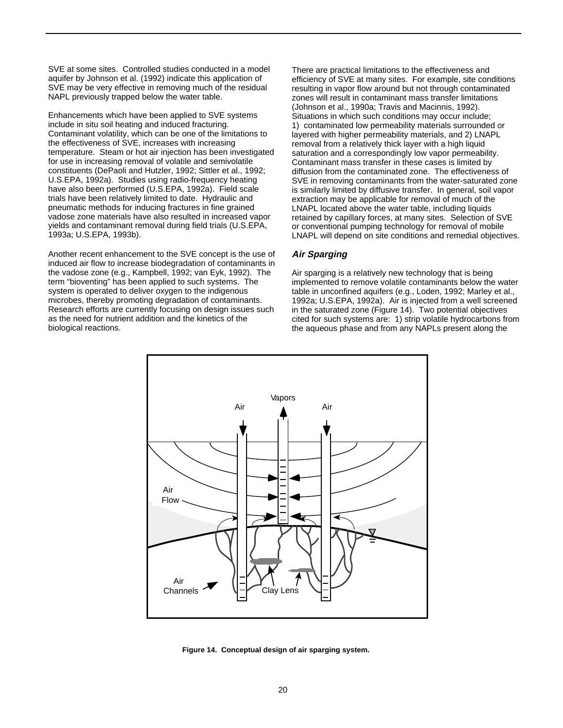SVE at some sites. Controlled studies conducted in a model aquifer by Johnson et al. (1992) indicate this application of SVE may be very effective in removing much of the residual NAPL previously trapped below the water table.

Enhancements which have been applied to SVE systems include in situ soil heating and induced fracturing. Contaminant volatility, which can be one of the limitations to the effectiveness of SVE, increases with increasing temperature. Steam or hot air injection has been investigated for use in increasing removal of volatile and semivolatile constituents (DePaoli and Hutzler, 1992; Sittler et al., 1992; U.S.EPA, 1992a). Studies using radio-frequency heating have also been performed (U.S.EPA, 1992a). Field scale trials have been relatively limited to date. Hydraulic and pneumatic methods for inducing fractures in fine grained vadose zone materials have also resulted in increased vapor yields and contaminant removal during field trials (U.S.EPA, 1993a; U.S.EPA, 1993b).

Another recent enhancement to the SVE concept is the use of induced air flow to increase biodegradation of contaminants in the vadose zone (e.g., Kampbell, 1992; van Eyk, 1992). The term "bioventing" has been applied to such systems. The system is operated to deliver oxygen to the indigenous microbes, thereby promoting degradation of contaminants. Research efforts are currently focusing on design issues such as the need for nutrient addition and the kinetics of the biological reactions.

There are practical limitations to the effectiveness and efficiency of SVE at many sites. For example, site conditions resulting in vapor flow around but not through contaminated zones will result in contaminant mass transfer limitations (Johnson et al., 1990a; Travis and Macinnis, 1992). Situations in which such conditions may occur include; 1) contaminated low permeability materials surrounded or layered with higher permeability materials, and 2) LNAPL removal from a relatively thick layer with a high liquid saturation and a correspondingly low vapor permeability. Contaminant mass transfer in these cases is limited by diffusion from the contaminated zone. The effectiveness of SVE in removing contaminants from the water-saturated zone is similarly limited by diffusive transfer. In general, soil vapor extraction may be applicable for removal of much of the LNAPL located above the water table, including liquids retained by capillary forces, at many sites. Selection of SVE or conventional pumping technology for removal of mobile LNAPL will depend on site conditions and remedial objectives.

### *Air Sparging*

Air sparging is a relatively new technology that is being implemented to remove volatile contaminants below the water table in unconfined aquifers (e.g., Loden, 1992; Marley et al., 1992a; U.S.EPA, 1992a). Air is injected from a well screened in the saturated zone (Figure 14). Two potential objectives cited for such systems are: 1) strip volatile hydrocarbons from the aqueous phase and from any NAPLs present along the

**Figure 14. Conceptual design of air sparging system.**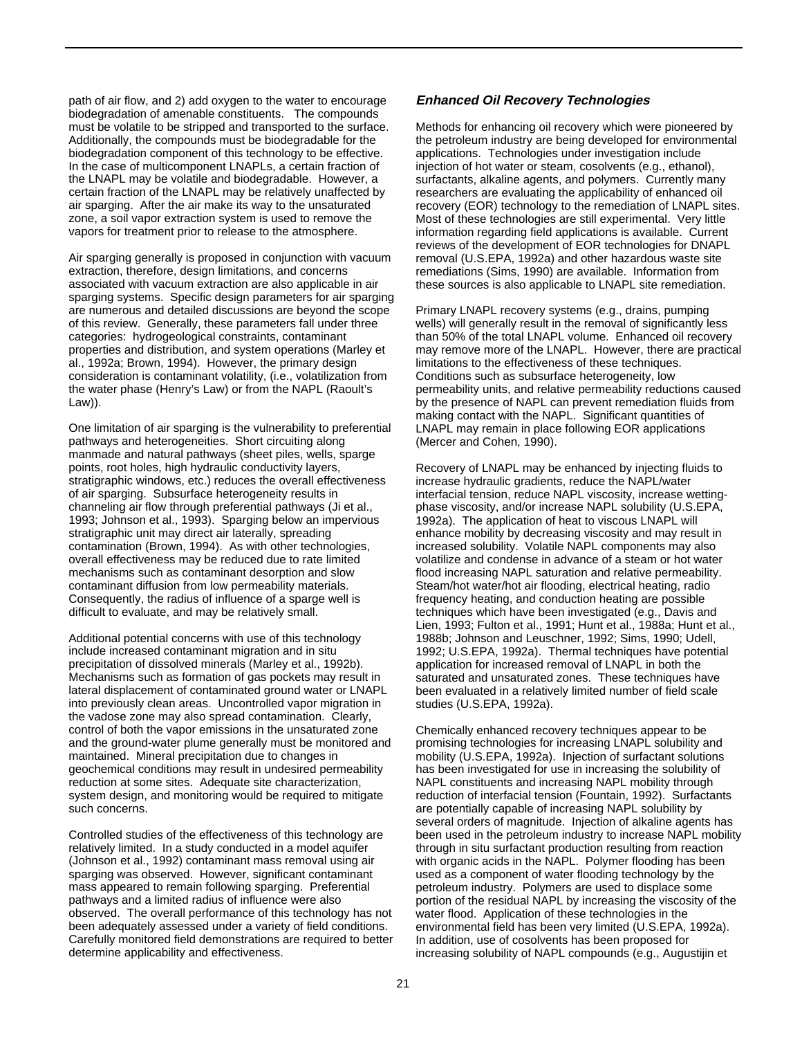path of air flow, and 2) add oxygen to the water to encourage biodegradation of amenable constituents. The compounds must be volatile to be stripped and transported to the surface. Additionally, the compounds must be biodegradable for the biodegradation component of this technology to be effective. In the case of multicomponent LNAPLs, a certain fraction of the LNAPL may be volatile and biodegradable. However, a certain fraction of the LNAPL may be relatively unaffected by air sparging. After the air make its way to the unsaturated zone, a soil vapor extraction system is used to remove the vapors for treatment prior to release to the atmosphere.

Air sparging generally is proposed in conjunction with vacuum extraction, therefore, design limitations, and concerns associated with vacuum extraction are also applicable in air sparging systems. Specific design parameters for air sparging are numerous and detailed discussions are beyond the scope of this review. Generally, these parameters fall under three categories: hydrogeological constraints, contaminant properties and distribution, and system operations (Marley et al., 1992a; Brown, 1994). However, the primary design consideration is contaminant volatility, (i.e., volatilization from the water phase (Henry's Law) or from the NAPL (Raoult's Law)).

One limitation of air sparging is the vulnerability to preferential pathways and heterogeneities. Short circuiting along manmade and natural pathways (sheet piles, wells, sparge points, root holes, high hydraulic conductivity layers, stratigraphic windows, etc.) reduces the overall effectiveness of air sparging. Subsurface heterogeneity results in channeling air flow through preferential pathways (Ji et al., 1993; Johnson et al., 1993). Sparging below an impervious stratigraphic unit may direct air laterally, spreading contamination (Brown, 1994). As with other technologies, overall effectiveness may be reduced due to rate limited mechanisms such as contaminant desorption and slow contaminant diffusion from low permeability materials. Consequently, the radius of influence of a sparge well is difficult to evaluate, and may be relatively small.

Additional potential concerns with use of this technology include increased contaminant migration and in situ precipitation of dissolved minerals (Marley et al., 1992b). Mechanisms such as formation of gas pockets may result in lateral displacement of contaminated ground water or LNAPL into previously clean areas. Uncontrolled vapor migration in the vadose zone may also spread contamination. Clearly, control of both the vapor emissions in the unsaturated zone and the ground-water plume generally must be monitored and maintained. Mineral precipitation due to changes in geochemical conditions may result in undesired permeability reduction at some sites. Adequate site characterization, system design, and monitoring would be required to mitigate such concerns.

Controlled studies of the effectiveness of this technology are relatively limited. In a study conducted in a model aquifer (Johnson et al., 1992) contaminant mass removal using air sparging was observed. However, significant contaminant mass appeared to remain following sparging. Preferential pathways and a limited radius of influence were also observed. The overall performance of this technology has not been adequately assessed under a variety of field conditions. Carefully monitored field demonstrations are required to better determine applicability and effectiveness.

### *Enhanced Oil Recovery Technologies*

Methods for enhancing oil recovery which were pioneered by the petroleum industry are being developed for environmental applications. Technologies under investigation include injection of hot water or steam, cosolvents (e.g., ethanol), surfactants, alkaline agents, and polymers. Currently many researchers are evaluating the applicability of enhanced oil recovery (EOR) technology to the remediation of LNAPL sites. Most of these technologies are still experimental. Very little information regarding field applications is available. Current reviews of the development of EOR technologies for DNAPL removal (U.S.EPA, 1992a) and other hazardous waste site remediations (Sims, 1990) are available. Information from these sources is also applicable to LNAPL site remediation.

Primary LNAPL recovery systems (e.g., drains, pumping wells) will generally result in the removal of significantly less than 50% of the total LNAPL volume. Enhanced oil recovery may remove more of the LNAPL. However, there are practical limitations to the effectiveness of these techniques. Conditions such as subsurface heterogeneity, low permeability units, and relative permeability reductions caused by the presence of NAPL can prevent remediation fluids from making contact with the NAPL. Significant quantities of LNAPL may remain in place following EOR applications (Mercer and Cohen, 1990).

Recovery of LNAPL may be enhanced by injecting fluids to increase hydraulic gradients, reduce the NAPL/water interfacial tension, reduce NAPL viscosity, increase wetting-phase viscosity, and/or increase NAPL solubility (U.S.EPA, 1992a). The application of heat to viscous LNAPL will enhance mobility by decreasing viscosity and may result in increased solubility. Volatile NAPL components may also volatilize and condense in advance of a steam or hot water flood increasing NAPL saturation and relative permeability. Steam/hot water/hot air flooding, electrical heating, radio frequency heating, and conduction heating are possible techniques which have been investigated (e.g., Davis and Lien, 1993; Fulton et al., 1991; Hunt et al., 1988a; Hunt et al., 1988b; Johnson and Leuschner, 1992; Sims, 1990; Udell, 1992; U.S.EPA, 1992a). Thermal techniques have potential application for increased removal of LNAPL in both the saturated and unsaturated zones. These techniques have been evaluated in a relatively limited number of field scale studies (U.S.EPA, 1992a).

Chemically enhanced recovery techniques appear to be promising technologies for increasing LNAPL solubility and mobility (U.S.EPA, 1992a). Injection of surfactant solutions has been investigated for use in increasing the solubility of NAPL constituents and increasing NAPL mobility through reduction of interfacial tension (Fountain, 1992). Surfactants are potentially capable of increasing NAPL solubility by several orders of magnitude. Injection of alkaline agents has been used in the petroleum industry to increase NAPL mobility through in situ surfactant production resulting from reaction with organic acids in the NAPL. Polymer flooding has been used as a component of water flooding technology by the petroleum industry. Polymers are used to displace some portion of the residual NAPL by increasing the viscosity of the water flood. Application of these technologies in the environmental field has been very limited (U.S.EPA, 1992a). In addition, use of cosolvents has been proposed for increasing solubility of NAPL compounds (e.g., Augustijin et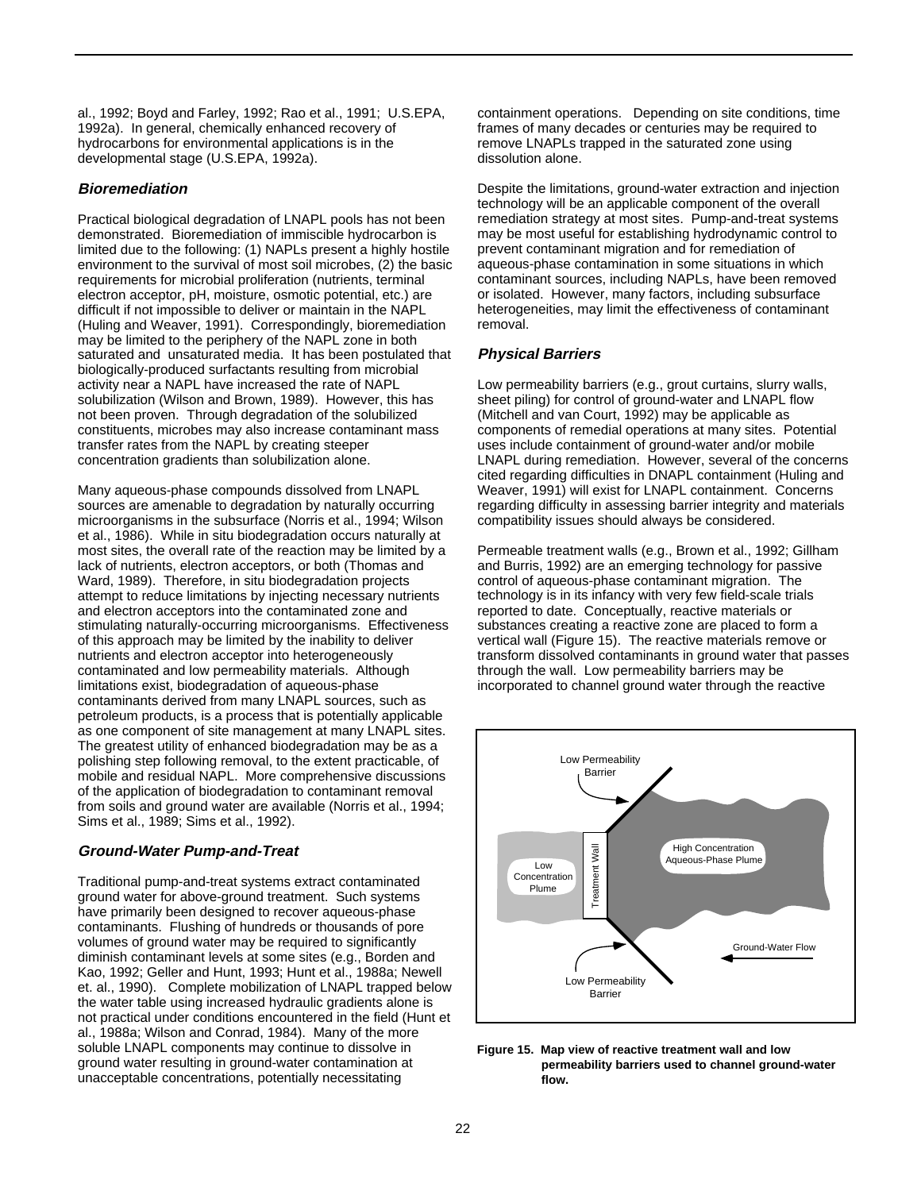al., 1992; Boyd and Farley, 1992; Rao et al., 1991; U.S.EPA, 1992a). In general, chemically enhanced recovery of hydrocarbons for environmental applications is in the developmental stage (U.S.EPA, 1992a).

### *Bioremediation*

Practical biological degradation of LNAPL pools has not been demonstrated. Bioremediation of immiscible hydrocarbon is limited due to the following: (1) NAPLs present a highly hostile environment to the survival of most soil microbes, (2) the basic requirements for microbial proliferation (nutrients, terminal electron acceptor, pH, moisture, osmotic potential, etc.) are difficult if not impossible to deliver or maintain in the NAPL (Huling and Weaver, 1991). Correspondingly, bioremediation may be limited to the periphery of the NAPL zone in both saturated and unsaturated media. It has been postulated that biologically-produced surfactants resulting from microbial activity near a NAPL have increased the rate of NAPL solubilization (Wilson and Brown, 1989). However, this has not been proven. Through degradation of the solubilized constituents, microbes may also increase contaminant mass transfer rates from the NAPL by creating steeper concentration gradients than solubilization alone.

Many aqueous-phase compounds dissolved from LNAPL sources are amenable to degradation by naturally occurring microorganisms in the subsurface (Norris et al., 1994; Wilson et al., 1986). While in situ biodegradation occurs naturally at most sites, the overall rate of the reaction may be limited by a lack of nutrients, electron acceptors, or both (Thomas and Ward, 1989). Therefore, in situ biodegradation projects attempt to reduce limitations by injecting necessary nutrients and electron acceptors into the contaminated zone and stimulating naturally-occurring microorganisms. Effectiveness of this approach may be limited by the inability to deliver nutrients and electron acceptor into heterogeneously contaminated and low permeability materials. Although limitations exist, biodegradation of aqueous-phase contaminants derived from many LNAPL sources, such as petroleum products, is a process that is potentially applicable as one component of site management at many LNAPL sites. The greatest utility of enhanced biodegradation may be as a polishing step following removal, to the extent practicable, of mobile and residual NAPL. More comprehensive discussions of the application of biodegradation to contaminant removal from soils and ground water are available (Norris et al., 1994; Sims et al., 1989; Sims et al., 1992).

### *Ground-Water Pump-and-Treat*

Traditional pump-and-treat systems extract contaminated ground water for above-ground treatment. Such systems have primarily been designed to recover aqueous-phase contaminants. Flushing of hundreds or thousands of pore volumes of ground water may be required to significantly diminish contaminant levels at some sites (e.g., Borden and Kao, 1992; Geller and Hunt, 1993; Hunt et al., 1988a; Newell et. al., 1990). Complete mobilization of LNAPL trapped below the water table using increased hydraulic gradients alone is not practical under conditions encountered in the field (Hunt et al., 1988a; Wilson and Conrad, 1984). Many of the more soluble LNAPL components may continue to dissolve in ground water resulting in ground-water contamination at unacceptable concentrations, potentially necessitating containment operations. Depending on site conditions, time frames of many decades or centuries may be required to remove LNAPLs trapped in the saturated zone using dissolution alone.

Despite the limitations, ground-water extraction and injection technology will be an applicable component of the overall remediation strategy at most sites. Pump-and-treat systems may be most useful for establishing hydrodynamic control to prevent contaminant migration and for remediation of aqueous-phase contamination in some situations in which contaminant sources, including NAPLs, have been removed or isolated. However, many factors, including subsurface heterogeneities, may limit the effectiveness of contaminant removal.

### *Physical Barriers*

Low permeability barriers (e.g., grout curtains, slurry walls, sheet piling) for control of ground-water and LNAPL flow (Mitchell and van Court, 1992) may be applicable as components of remedial operations at many sites. Potential uses include containment of ground-water and/or mobile LNAPL during remediation. However, several of the concerns cited regarding difficulties in DNAPL containment (Huling and Weaver, 1991) will exist for LNAPL containment. Concerns regarding difficulty in assessing barrier integrity and materials compatibility issues should always be considered.

Permeable treatment walls (e.g., Brown et al., 1992; Gillham and Burris, 1992) are an emerging technology for passive control of aqueous-phase contaminant migration. The technology is in its infancy with very few field-scale trials reported to date. Conceptually, reactive materials or substances creating a reactive zone are placed to form a vertical wall (Figure 15). The reactive materials remove or transform dissolved contaminants in ground water that passes through the wall. Low permeability barriers may be incorporated to channel ground water through the reactive

**Figure 15. Map view of reactive treatment wall and low permeability barriers used to channel ground-water flow.**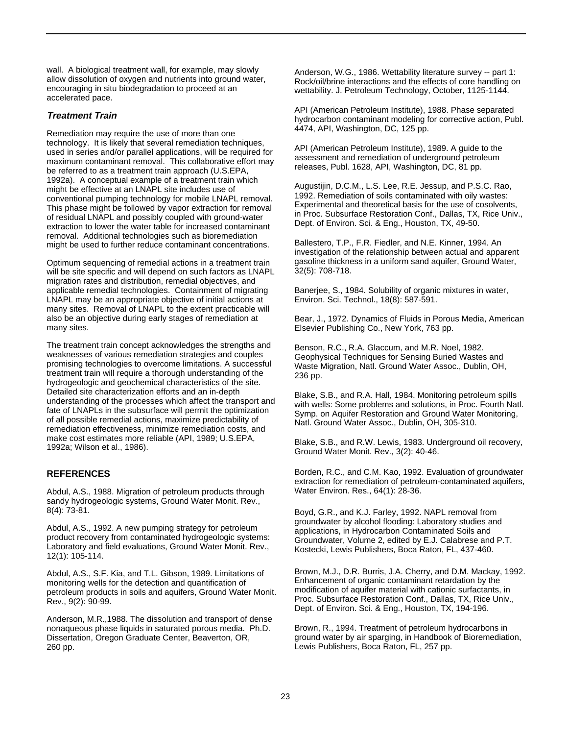wall. A biological treatment wall, for example, may slowly allow dissolution of oxygen and nutrients into ground water, encouraging in situ biodegradation to proceed at an accelerated pace.

### *Treatment Train*

Remediation may require the use of more than one technology. It is likely that several remediation techniques, used in series and/or parallel applications, will be required for maximum contaminant removal. This collaborative effort may be referred to as a treatment train approach (U.S.EPA, 1992a). A conceptual example of a treatment train which might be effective at an LNAPL site includes use of conventional pumping technology for mobile LNAPL removal. This phase might be followed by vapor extraction for removal of residual LNAPL and possibly coupled with ground-water extraction to lower the water table for increased contaminant removal. Additional technologies such as bioremediation might be used to further reduce contaminant concentrations.

Optimum sequencing of remedial actions in a treatment train will be site specific and will depend on such factors as LNAPL migration rates and distribution, remedial objectives, and applicable remedial technologies. Containment of migrating LNAPL may be an appropriate objective of initial actions at many sites. Removal of LNAPL to the extent practicable will also be an objective during early stages of remediation at many sites.

The treatment train concept acknowledges the strengths and weaknesses of various remediation strategies and couples promising technologies to overcome limitations. A successful treatment train will require a thorough understanding of the hydrogeologic and geochemical characteristics of the site. Detailed site characterization efforts and an in-depth understanding of the processes which affect the transport and fate of LNAPLs in the subsurface will permit the optimization of all possible remedial actions, maximize predictability of remediation effectiveness, minimize remediation costs, and make cost estimates more reliable (API, 1989; U.S.EPA, 1992a; Wilson et al., 1986).

## REFERENCES

Abdul, A.S., 1988. Migration of petroleum products through sandy hydrogeologic systems, Ground Water Monit. Rev., 8(4): 73-81.

Abdul, A.S., 1992. A new pumping strategy for petroleum product recovery from contaminated hydrogeologic systems: Laboratory and field evaluations, Ground Water Monit. Rev., 12(1): 105-114.

Abdul, A.S., S.F. Kia, and T.L. Gibson, 1989. Limitations of monitoring wells for the detection and quantification of petroleum products in soils and aquifers, Ground Water Monit. Rev., 9(2): 90-99.

Anderson, M.R.,1988. The dissolution and transport of dense nonaqueous phase liquids in saturated porous media. Ph.D. Dissertation, Oregon Graduate Center, Beaverton, OR, 260 pp.

Anderson, W.G., 1986. Wettability literature survey -- part 1: Rock/oil/brine interactions and the effects of core handling on wettability. J. Petroleum Technology, October, 1125-1144.

API (American Petroleum Institute), 1988. Phase separated hydrocarbon contaminant modeling for corrective action, Publ. 4474, API, Washington, DC, 125 pp.

API (American Petroleum Institute), 1989. A guide to the assessment and remediation of underground petroleum releases, Publ. 1628, API, Washington, DC, 81 pp.

Augustijin, D.C.M., L.S. Lee, R.E. Jessup, and P.S.C. Rao, 1992. Remediation of soils contaminated with oily wastes: Experimental and theoretical basis for the use of cosolvents, in Proc. Subsurface Restoration Conf., Dallas, TX, Rice Univ., Dept. of Environ. Sci. & Eng., Houston, TX, 49-50.

Ballestero, T.P., F.R. Fiedler, and N.E. Kinner, 1994. An investigation of the relationship between actual and apparent gasoline thickness in a uniform sand aquifer, Ground Water, 32(5): 708-718.

Banerjee, S., 1984. Solubility of organic mixtures in water, Environ. Sci. Technol., 18(8): 587-591.

Bear, J., 1972. Dynamics of Fluids in Porous Media, American Elsevier Publishing Co., New York, 763 pp.

Benson, R.C., R.A. Glaccum, and M.R. Noel, 1982. Geophysical Techniques for Sensing Buried Wastes and Waste Migration, Natl. Ground Water Assoc., Dublin, OH, 236 pp.

Blake, S.B., and R.A. Hall, 1984. Monitoring petroleum spills with wells: Some problems and solutions, in Proc. Fourth Natl. Symp. on Aquifer Restoration and Ground Water Monitoring, Natl. Ground Water Assoc., Dublin, OH, 305-310.

Blake, S.B., and R.W. Lewis, 1983. Underground oil recovery, Ground Water Monit. Rev., 3(2): 40-46.

Borden, R.C., and C.M. Kao, 1992. Evaluation of groundwater extraction for remediation of petroleum-contaminated aquifers, Water Environ. Res., 64(1): 28-36.

Boyd, G.R., and K.J. Farley, 1992. NAPL removal from groundwater by alcohol flooding: Laboratory studies and applications, in Hydrocarbon Contaminated Soils and Groundwater, Volume 2, edited by E.J. Calabrese and P.T. Kostecki, Lewis Publishers, Boca Raton, FL, 437-460.

Brown, M.J., D.R. Burris, J.A. Cherry, and D.M. Mackay, 1992. Enhancement of organic contaminant retardation by the modification of aquifer material with cationic surfactants, in Proc. Subsurface Restoration Conf., Dallas, TX, Rice Univ., Dept. of Environ. Sci. & Eng., Houston, TX, 194-196.

Brown, R., 1994. Treatment of petroleum hydrocarbons in ground water by air sparging, in Handbook of Bioremediation, Lewis Publishers, Boca Raton, FL, 257 pp.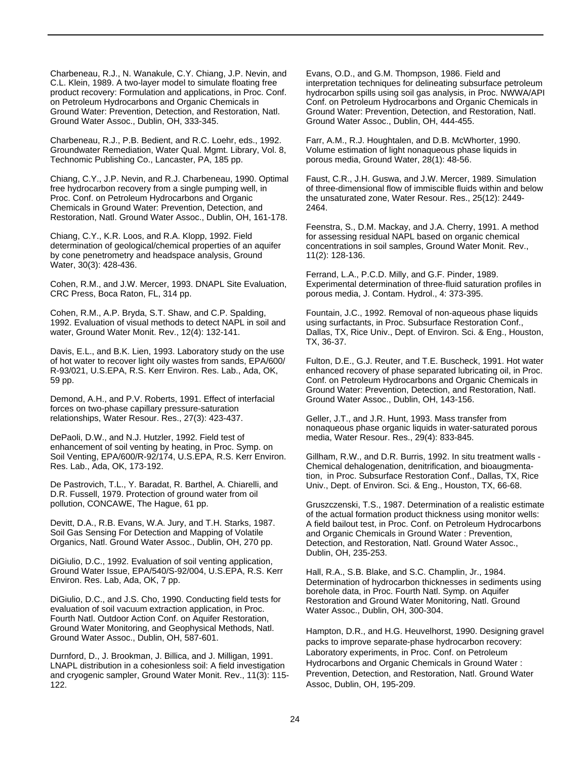Charbeneau, R.J., N. Wanakule, C.Y. Chiang, J.P. Nevin, and C.L. Klein, 1989. A two-layer model to simulate floating free product recovery: Formulation and applications, in Proc. Conf. on Petroleum Hydrocarbons and Organic Chemicals in Ground Water: Prevention, Detection, and Restoration, Natl. Ground Water Assoc., Dublin, OH, 333-345.

Charbeneau, R.J., P.B. Bedient, and R.C. Loehr, eds., 1992. Groundwater Remediation, Water Qual. Mgmt. Library, Vol. 8, Technomic Publishing Co., Lancaster, PA, 185 pp.

Chiang, C.Y., J.P. Nevin, and R.J. Charbeneau, 1990. Optimal free hydrocarbon recovery from a single pumping well, in Proc. Conf. on Petroleum Hydrocarbons and Organic Chemicals in Ground Water: Prevention, Detection, and Restoration, Natl. Ground Water Assoc., Dublin, OH, 161-178.

Chiang, C.Y., K.R. Loos, and R.A. Klopp, 1992. Field determination of geological/chemical properties of an aquifer by cone penetrometry and headspace analysis, Ground Water, 30(3): 428-436.

Cohen, R.M., and J.W. Mercer, 1993. DNAPL Site Evaluation, CRC Press, Boca Raton, FL, 314 pp.

Cohen, R.M., A.P. Bryda, S.T. Shaw, and C.P. Spalding, 1992. Evaluation of visual methods to detect NAPL in soil and water, Ground Water Monit. Rev., 12(4): 132-141.

Davis, E.L., and B.K. Lien, 1993. Laboratory study on the use of hot water to recover light oily wastes from sands, EPA/600/R-93/021, U.S.EPA, R.S. Kerr Environ. Res. Lab., Ada, OK, 59 pp.

Demond, A.H., and P.V. Roberts, 1991. Effect of interfacial forces on two-phase capillary pressure-saturation relationships, Water Resour. Res., 27(3): 423-437.

DePaoli, D.W., and N.J. Hutzler, 1992. Field test of enhancement of soil venting by heating, in Proc. Symp. on Soil Venting, EPA/600/R-92/174, U.S.EPA, R.S. Kerr Environ. Res. Lab., Ada, OK, 173-192.

De Pastrovich, T.L., Y. Baradat, R. Barthel, A. Chiarelli, and D.R. Fussell, 1979. Protection of ground water from oil pollution, CONCAWE, The Hague, 61 pp.

Devitt, D.A., R.B. Evans, W.A. Jury, and T.H. Starks, 1987. Soil Gas Sensing For Detection and Mapping of Volatile Organics, Natl. Ground Water Assoc., Dublin, OH, 270 pp.

DiGiulio, D.C., 1992. Evaluation of soil venting application, Ground Water Issue, EPA/540/S-92/004, U.S.EPA, R.S. Kerr Environ. Res. Lab, Ada, OK, 7 pp.

DiGiulio, D.C., and J.S. Cho, 1990. Conducting field tests for evaluation of soil vacuum extraction application, in Proc. Fourth Natl. Outdoor Action Conf. on Aquifer Restoration, Ground Water Monitoring, and Geophysical Methods, Natl. Ground Water Assoc., Dublin, OH, 587-601.

Durnford, D., J. Brookman, J. Billica, and J. Milligan, 1991. LNAPL distribution in a cohesionless soil: A field investigation and cryogenic sampler, Ground Water Monit. Rev., 11(3): 115-122.

Evans, O.D., and G.M. Thompson, 1986. Field and interpretation techniques for delineating subsurface petroleum hydrocarbon spills using soil gas analysis, in Proc. NWWA/API Conf. on Petroleum Hydrocarbons and Organic Chemicals in Ground Water: Prevention, Detection, and Restoration, Natl. Ground Water Assoc., Dublin, OH, 444-455.

Farr, A.M., R.J. Houghtalen, and D.B. McWhorter, 1990. Volume estimation of light nonaqueous phase liquids in porous media, Ground Water, 28(1): 48-56.

Faust, C.R., J.H. Guswa, and J.W. Mercer, 1989. Simulation of three-dimensional flow of immiscible fluids within and below the unsaturated zone, Water Resour. Res., 25(12): 2449-2464.

Feenstra, S., D.M. Mackay, and J.A. Cherry, 1991. A method for assessing residual NAPL based on organic chemical concentrations in soil samples, Ground Water Monit. Rev., 11(2): 128-136.

Ferrand, L.A., P.C.D. Milly, and G.F. Pinder, 1989. Experimental determination of three-fluid saturation profiles in porous media, J. Contam. Hydrol., 4: 373-395.

Fountain, J.C., 1992. Removal of non-aqueous phase liquids using surfactants, in Proc. Subsurface Restoration Conf., Dallas, TX, Rice Univ., Dept. of Environ. Sci. & Eng., Houston, TX, 36-37.

Fulton, D.E., G.J. Reuter, and T.E. Buscheck, 1991. Hot water enhanced recovery of phase separated lubricating oil, in Proc. Conf. on Petroleum Hydrocarbons and Organic Chemicals in Ground Water: Prevention, Detection, and Restoration, Natl. Ground Water Assoc., Dublin, OH, 143-156.

Geller, J.T., and J.R. Hunt, 1993. Mass transfer from nonaqueous phase organic liquids in water-saturated porous media, Water Resour. Res., 29(4): 833-845.

Gillham, R.W., and D.R. Burris, 1992. In situ treatment walls - Chemical dehalogenation, denitrification, and bioaugmentation, in Proc. Subsurface Restoration Conf., Dallas, TX, Rice Univ., Dept. of Environ. Sci. & Eng., Houston, TX, 66-68.

Gruszczenski, T.S., 1987. Determination of a realistic estimate of the actual formation product thickness using monitor wells: A field bailout test, in Proc. Conf. on Petroleum Hydrocarbons and Organic Chemicals in Ground Water : Prevention, Detection, and Restoration, Natl. Ground Water Assoc., Dublin, OH, 235-253.

Hall, R.A., S.B. Blake, and S.C. Champlin, Jr., 1984. Determination of hydrocarbon thicknesses in sediments using borehole data, in Proc. Fourth Natl. Symp. on Aquifer Restoration and Ground Water Monitoring, Natl. Ground Water Assoc., Dublin, OH, 300-304.

Hampton, D.R., and H.G. Heuvelhorst, 1990. Designing gravel packs to improve separate-phase hydrocarbon recovery: Laboratory experiments, in Proc. Conf. on Petroleum Hydrocarbons and Organic Chemicals in Ground Water : Prevention, Detection, and Restoration, Natl. Ground Water Assoc, Dublin, OH, 195-209.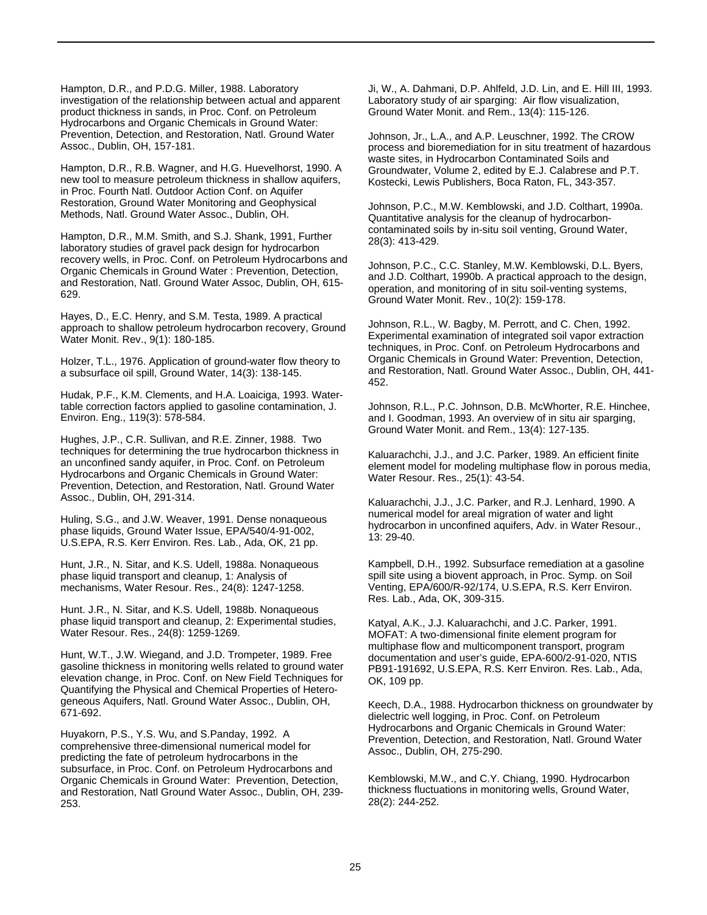Hampton, D.R., and P.D.G. Miller, 1988. Laboratory investigation of the relationship between actual and apparent product thickness in sands, in Proc. Conf. on Petroleum Hydrocarbons and Organic Chemicals in Ground Water: Prevention, Detection, and Restoration, Natl. Ground Water Assoc., Dublin, OH, 157-181.

Hampton, D.R., R.B. Wagner, and H.G. Huevelhorst, 1990. A new tool to measure petroleum thickness in shallow aquifers, in Proc. Fourth Natl. Outdoor Action Conf. on Aquifer Restoration, Ground Water Monitoring and Geophysical Methods, Natl. Ground Water Assoc., Dublin, OH.

Hampton, D.R., M.M. Smith, and S.J. Shank, 1991, Further laboratory studies of gravel pack design for hydrocarbon recovery wells, in Proc. Conf. on Petroleum Hydrocarbons and Organic Chemicals in Ground Water : Prevention, Detection, and Restoration, Natl. Ground Water Assoc, Dublin, OH, 615-629.

Hayes, D., E.C. Henry, and S.M. Testa, 1989. A practical approach to shallow petroleum hydrocarbon recovery, Ground Water Monit. Rev., 9(1): 180-185.

Holzer, T.L., 1976. Application of ground-water flow theory to a subsurface oil spill, Ground Water, 14(3): 138-145.

Hudak, P.F., K.M. Clements, and H.A. Loaiciga, 1993. Water-table correction factors applied to gasoline contamination, J. Environ. Eng., 119(3): 578-584.

Hughes, J.P., C.R. Sullivan, and R.E. Zinner, 1988. Two techniques for determining the true hydrocarbon thickness in an unconfined sandy aquifer, in Proc. Conf. on Petroleum Hydrocarbons and Organic Chemicals in Ground Water: Prevention, Detection, and Restoration, Natl. Ground Water Assoc., Dublin, OH, 291-314.

Huling, S.G., and J.W. Weaver, 1991. Dense nonaqueous phase liquids, Ground Water Issue, EPA/540/4-91-002, U.S.EPA, R.S. Kerr Environ. Res. Lab., Ada, OK, 21 pp.

Hunt, J.R., N. Sitar, and K.S. Udell, 1988a. Nonaqueous phase liquid transport and cleanup, 1: Analysis of mechanisms, Water Resour. Res., 24(8): 1247-1258.

Hunt. J.R., N. Sitar, and K.S. Udell, 1988b. Nonaqueous phase liquid transport and cleanup, 2: Experimental studies, Water Resour. Res., 24(8): 1259-1269.

Hunt, W.T., J.W. Wiegand, and J.D. Trompeter, 1989. Free gasoline thickness in monitoring wells related to ground water elevation change, in Proc. Conf. on New Field Techniques for Quantifying the Physical and Chemical Properties of Heterogeneous Aquifers, Natl. Ground Water Assoc., Dublin, OH, 671-692.

Huyakorn, P.S., Y.S. Wu, and S.Panday, 1992. A comprehensive three-dimensional numerical model for predicting the fate of petroleum hydrocarbons in the subsurface, in Proc. Conf. on Petroleum Hydrocarbons and Organic Chemicals in Ground Water: Prevention, Detection, and Restoration, Natl Ground Water Assoc., Dublin, OH, 239-253.

Ji, W., A. Dahmani, D.P. Ahlfeld, J.D. Lin, and E. Hill III, 1993. Laboratory study of air sparging: Air flow visualization, Ground Water Monit. and Rem., 13(4): 115-126.

Johnson, Jr., L.A., and A.P. Leuschner, 1992. The CROW process and bioremediation for in situ treatment of hazardous waste sites, in Hydrocarbon Contaminated Soils and Groundwater, Volume 2, edited by E.J. Calabrese and P.T. Kostecki, Lewis Publishers, Boca Raton, FL, 343-357.

Johnson, P.C., M.W. Kemblowski, and J.D. Colthart, 1990a. Quantitative analysis for the cleanup of hydrocarbon-contaminated soils by in-situ soil venting, Ground Water, 28(3): 413-429.

Johnson, P.C., C.C. Stanley, M.W. Kemblowski, D.L. Byers, and J.D. Colthart, 1990b. A practical approach to the design, operation, and monitoring of in situ soil-venting systems, Ground Water Monit. Rev., 10(2): 159-178.

Johnson, R.L., W. Bagby, M. Perrott, and C. Chen, 1992. Experimental examination of integrated soil vapor extraction techniques, in Proc. Conf. on Petroleum Hydrocarbons and Organic Chemicals in Ground Water: Prevention, Detection, and Restoration, Natl. Ground Water Assoc., Dublin, OH, 441-452.

Johnson, R.L., P.C. Johnson, D.B. McWhorter, R.E. Hinchee, and I. Goodman, 1993. An overview of in situ air sparging, Ground Water Monit. and Rem., 13(4): 127-135.

Kaluarachchi, J.J., and J.C. Parker, 1989. An efficient finite element model for modeling multiphase flow in porous media, Water Resour. Res., 25(1): 43-54.

Kaluarachchi, J.J., J.C. Parker, and R.J. Lenhard, 1990. A numerical model for areal migration of water and light hydrocarbon in unconfined aquifers, Adv. in Water Resour., 13: 29-40.

Kampbell, D.H., 1992. Subsurface remediation at a gasoline spill site using a biovent approach, in Proc. Symp. on Soil Venting, EPA/600/R-92/174, U.S.EPA, R.S. Kerr Environ. Res. Lab., Ada, OK, 309-315.

Katyal, A.K., J.J. Kaluarachchi, and J.C. Parker, 1991. MOFAT: A two-dimensional finite element program for multiphase flow and multicomponent transport, program documentation and user's guide, EPA-600/2-91-020, NTIS PB91-191692, U.S.EPA, R.S. Kerr Environ. Res. Lab., Ada, OK, 109 pp.

Keech, D.A., 1988. Hydrocarbon thickness on groundwater by dielectric well logging, in Proc. Conf. on Petroleum Hydrocarbons and Organic Chemicals in Ground Water: Prevention, Detection, and Restoration, Natl. Ground Water Assoc., Dublin, OH, 275-290.

Kemblowski, M.W., and C.Y. Chiang, 1990. Hydrocarbon thickness fluctuations in monitoring wells, Ground Water, 28(2): 244-252.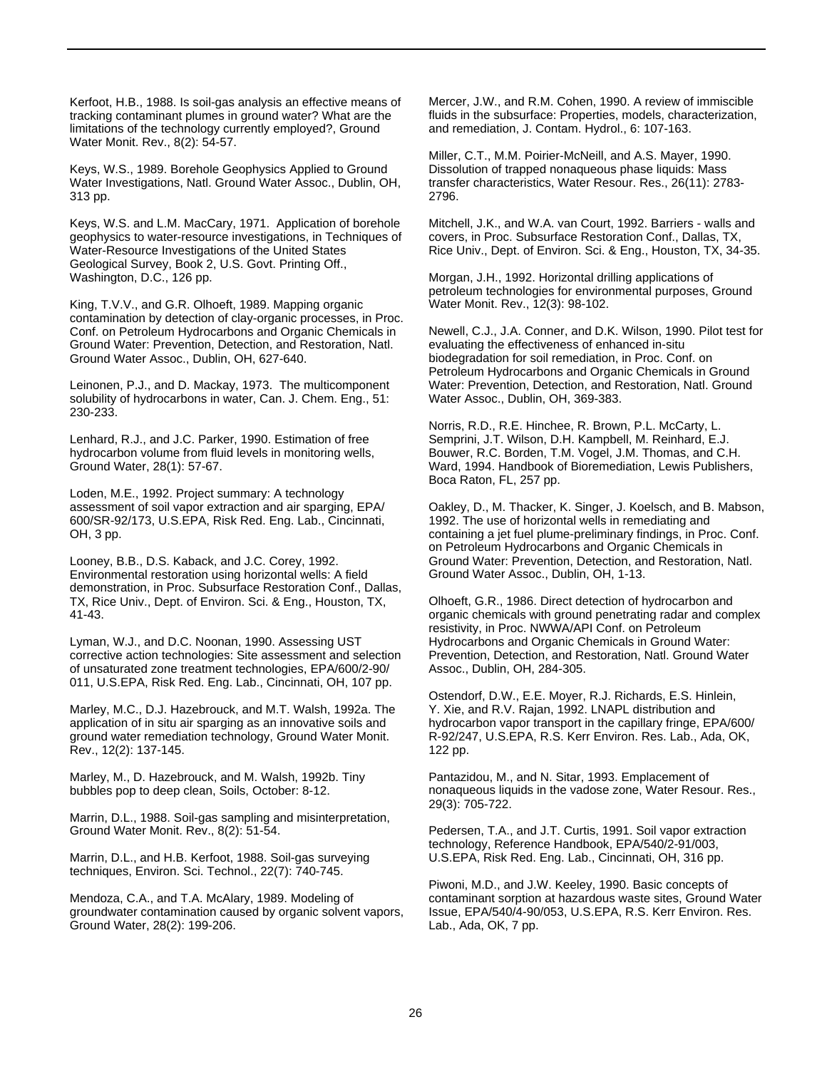Kerfoot, H.B., 1988. Is soil-gas analysis an effective means of tracking contaminant plumes in ground water? What are the limitations of the technology currently employed?, Ground Water Monit. Rev., 8(2): 54-57.

Keys, W.S., 1989. Borehole Geophysics Applied to Ground Water Investigations, Natl. Ground Water Assoc., Dublin, OH, 313 pp.

Keys, W.S. and L.M. MacCary, 1971. Application of borehole geophysics to water-resource investigations, in Techniques of Water-Resource Investigations of the United States Geological Survey, Book 2, U.S. Govt. Printing Off., Washington, D.C., 126 pp.

King, T.V.V., and G.R. Olhoeft, 1989. Mapping organic contamination by detection of clay-organic processes, in Proc. Conf. on Petroleum Hydrocarbons and Organic Chemicals in Ground Water: Prevention, Detection, and Restoration, Natl. Ground Water Assoc., Dublin, OH, 627-640.

Leinonen, P.J., and D. Mackay, 1973. The multicomponent solubility of hydrocarbons in water, Can. J. Chem. Eng., 51: 230-233.

Lenhard, R.J., and J.C. Parker, 1990. Estimation of free hydrocarbon volume from fluid levels in monitoring wells, Ground Water, 28(1): 57-67.

Loden, M.E., 1992. Project summary: A technology assessment of soil vapor extraction and air sparging, EPA/600/SR-92/173, U.S.EPA, Risk Red. Eng. Lab., Cincinnati, OH, 3 pp.

Looney, B.B., D.S. Kaback, and J.C. Corey, 1992. Environmental restoration using horizontal wells: A field demonstration, in Proc. Subsurface Restoration Conf., Dallas, TX, Rice Univ., Dept. of Environ. Sci. & Eng., Houston, TX, 41-43.

Lyman, W.J., and D.C. Noonan, 1990. Assessing UST corrective action technologies: Site assessment and selection of unsaturated zone treatment technologies, EPA/600/2-90/011, U.S.EPA, Risk Red. Eng. Lab., Cincinnati, OH, 107 pp.

Marley, M.C., D.J. Hazebrouck, and M.T. Walsh, 1992a. The application of in situ air sparging as an innovative soils and ground water remediation technology, Ground Water Monit. Rev., 12(2): 137-145.

Marley, M., D. Hazebrouck, and M. Walsh, 1992b. Tiny bubbles pop to deep clean, Soils, October: 8-12.

Marrin, D.L., 1988. Soil-gas sampling and misinterpretation, Ground Water Monit. Rev., 8(2): 51-54.

Marrin, D.L., and H.B. Kerfoot, 1988. Soil-gas surveying techniques, Environ. Sci. Technol., 22(7): 740-745.

Mendoza, C.A., and T.A. McAlary, 1989. Modeling of groundwater contamination caused by organic solvent vapors, Ground Water, 28(2): 199-206.

Mercer, J.W., and R.M. Cohen, 1990. A review of immiscible fluids in the subsurface: Properties, models, characterization, and remediation, J. Contam. Hydrol., 6: 107-163.

Miller, C.T., M.M. Poirier-McNeill, and A.S. Mayer, 1990. Dissolution of trapped nonaqueous phase liquids: Mass transfer characteristics, Water Resour. Res., 26(11): 2783-2796.

Mitchell, J.K., and W.A. van Court, 1992. Barriers - walls and covers, in Proc. Subsurface Restoration Conf., Dallas, TX, Rice Univ., Dept. of Environ. Sci. & Eng., Houston, TX, 34-35.

Morgan, J.H., 1992. Horizontal drilling applications of petroleum technologies for environmental purposes, Ground Water Monit. Rev., 12(3): 98-102.

Newell, C.J., J.A. Conner, and D.K. Wilson, 1990. Pilot test for evaluating the effectiveness of enhanced in-situ biodegradation for soil remediation, in Proc. Conf. on Petroleum Hydrocarbons and Organic Chemicals in Ground Water: Prevention, Detection, and Restoration, Natl. Ground Water Assoc., Dublin, OH, 369-383.

Norris, R.D., R.E. Hinchee, R. Brown, P.L. McCarty, L. Semprini, J.T. Wilson, D.H. Kampbell, M. Reinhard, E.J. Bouwer, R.C. Borden, T.M. Vogel, J.M. Thomas, and C.H. Ward, 1994. Handbook of Bioremediation, Lewis Publishers, Boca Raton, FL, 257 pp.

Oakley, D., M. Thacker, K. Singer, J. Koelsch, and B. Mabson, 1992. The use of horizontal wells in remediating and containing a jet fuel plume-preliminary findings, in Proc. Conf. on Petroleum Hydrocarbons and Organic Chemicals in Ground Water: Prevention, Detection, and Restoration, Natl. Ground Water Assoc., Dublin, OH, 1-13.

Olhoeft, G.R., 1986. Direct detection of hydrocarbon and organic chemicals with ground penetrating radar and complex resistivity, in Proc. NWWA/API Conf. on Petroleum Hydrocarbons and Organic Chemicals in Ground Water: Prevention, Detection, and Restoration, Natl. Ground Water Assoc., Dublin, OH, 284-305.

Ostendorf, D.W., E.E. Moyer, R.J. Richards, E.S. Hinlein, Y. Xie, and R.V. Rajan, 1992. LNAPL distribution and hydrocarbon vapor transport in the capillary fringe, EPA/600/R-92/247, U.S.EPA, R.S. Kerr Environ. Res. Lab., Ada, OK, 122 pp.

Pantazidou, M., and N. Sitar, 1993. Emplacement of nonaqueous liquids in the vadose zone, Water Resour. Res., 29(3): 705-722.

Pedersen, T.A., and J.T. Curtis, 1991. Soil vapor extraction technology, Reference Handbook, EPA/540/2-91/003, U.S.EPA, Risk Red. Eng. Lab., Cincinnati, OH, 316 pp.

Piwoni, M.D., and J.W. Keeley, 1990. Basic concepts of contaminant sorption at hazardous waste sites, Ground Water Issue, EPA/540/4-90/053, U.S.EPA, R.S. Kerr Environ. Res. Lab., Ada, OK, 7 pp.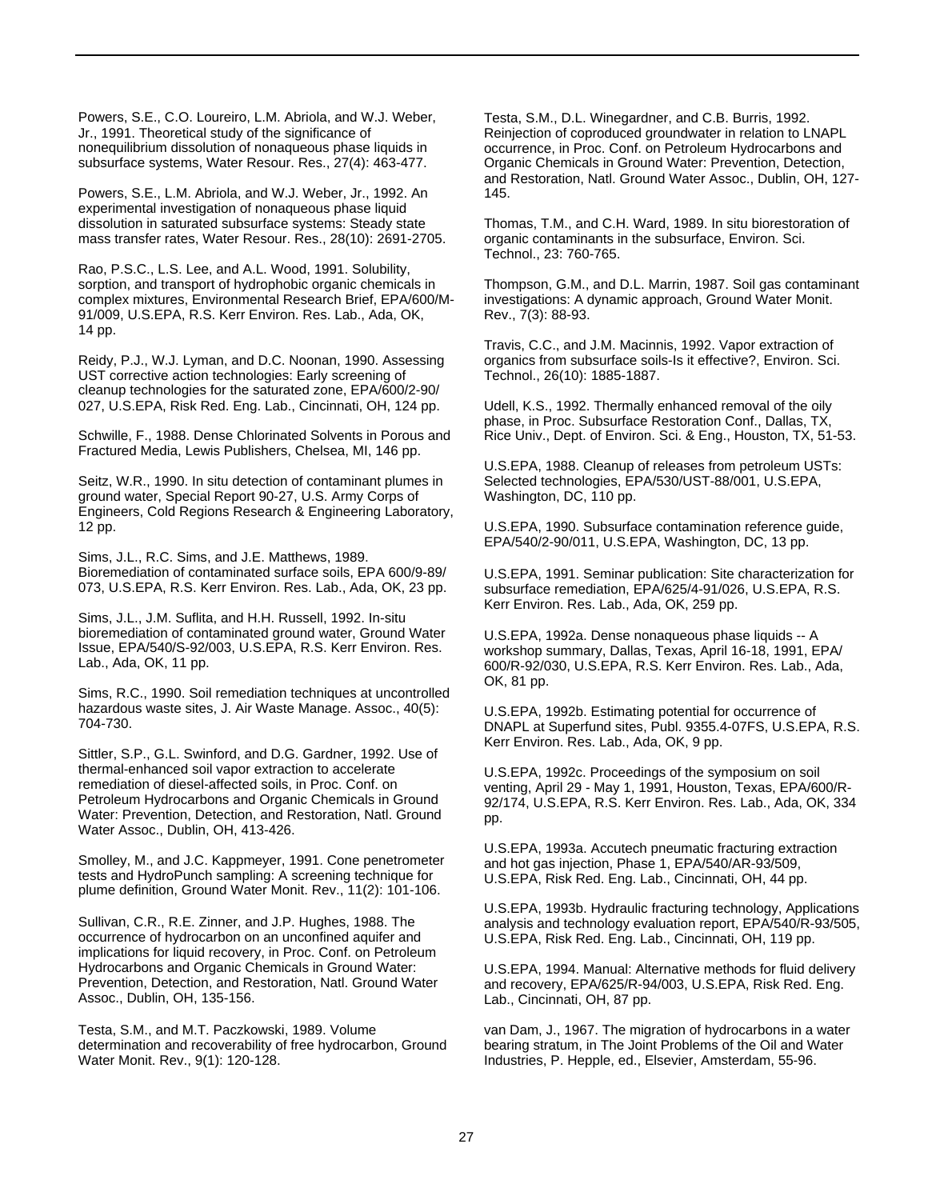Powers, S.E., C.O. Loureiro, L.M. Abriola, and W.J. Weber, Jr., 1991. Theoretical study of the significance of nonequilibrium dissolution of nonaqueous phase liquids in subsurface systems, Water Resour. Res., 27(4): 463-477.

Powers, S.E., L.M. Abriola, and W.J. Weber, Jr., 1992. An experimental investigation of nonaqueous phase liquid dissolution in saturated subsurface systems: Steady state mass transfer rates, Water Resour. Res., 28(10): 2691-2705.

Rao, P.S.C., L.S. Lee, and A.L. Wood, 1991. Solubility, sorption, and transport of hydrophobic organic chemicals in complex mixtures, Environmental Research Brief, EPA/600/M-91/009, U.S.EPA, R.S. Kerr Environ. Res. Lab., Ada, OK, 14 pp.

Reidy, P.J., W.J. Lyman, and D.C. Noonan, 1990. Assessing UST corrective action technologies: Early screening of cleanup technologies for the saturated zone, EPA/600/2-90/027, U.S.EPA, Risk Red. Eng. Lab., Cincinnati, OH, 124 pp.

Schwille, F., 1988. Dense Chlorinated Solvents in Porous and Fractured Media, Lewis Publishers, Chelsea, MI, 146 pp.

Seitz, W.R., 1990. In situ detection of contaminant plumes in ground water, Special Report 90-27, U.S. Army Corps of Engineers, Cold Regions Research & Engineering Laboratory, 12 pp.

Sims, J.L., R.C. Sims, and J.E. Matthews, 1989. Bioremediation of contaminated surface soils, EPA 600/9-89/073, U.S.EPA, R.S. Kerr Environ. Res. Lab., Ada, OK, 23 pp.

Sims, J.L., J.M. Suflita, and H.H. Russell, 1992. In-situ bioremediation of contaminated ground water, Ground Water Issue, EPA/540/S-92/003, U.S.EPA, R.S. Kerr Environ. Res. Lab., Ada, OK, 11 pp.

Sims, R.C., 1990. Soil remediation techniques at uncontrolled hazardous waste sites, J. Air Waste Manage. Assoc., 40(5): 704-730.

Sittler, S.P., G.L. Swinford, and D.G. Gardner, 1992. Use of thermal-enhanced soil vapor extraction to accelerate remediation of diesel-affected soils, in Proc. Conf. on Petroleum Hydrocarbons and Organic Chemicals in Ground Water: Prevention, Detection, and Restoration, Natl. Ground Water Assoc., Dublin, OH, 413-426.

Smolley, M., and J.C. Kappmeyer, 1991. Cone penetrometer tests and HydroPunch sampling: A screening technique for plume definition, Ground Water Monit. Rev., 11(2): 101-106.

Sullivan, C.R., R.E. Zinner, and J.P. Hughes, 1988. The occurrence of hydrocarbon on an unconfined aquifer and implications for liquid recovery, in Proc. Conf. on Petroleum Hydrocarbons and Organic Chemicals in Ground Water: Prevention, Detection, and Restoration, Natl. Ground Water Assoc., Dublin, OH, 135-156.

Testa, S.M., and M.T. Paczkowski, 1989. Volume determination and recoverability of free hydrocarbon, Ground Water Monit. Rev., 9(1): 120-128.

Testa, S.M., D.L. Winegardner, and C.B. Burris, 1992. Reinjection of coproduced groundwater in relation to LNAPL occurrence, in Proc. Conf. on Petroleum Hydrocarbons and Organic Chemicals in Ground Water: Prevention, Detection, and Restoration, Natl. Ground Water Assoc., Dublin, OH, 127-145.

Thomas, T.M., and C.H. Ward, 1989. In situ biorestoration of organic contaminants in the subsurface, Environ. Sci. Technol., 23: 760-765.

Thompson, G.M., and D.L. Marrin, 1987. Soil gas contaminant investigations: A dynamic approach, Ground Water Monit. Rev., 7(3): 88-93.

Travis, C.C., and J.M. Macinnis, 1992. Vapor extraction of organics from subsurface soils-Is it effective?, Environ. Sci. Technol., 26(10): 1885-1887.

Udell, K.S., 1992. Thermally enhanced removal of the oily phase, in Proc. Subsurface Restoration Conf., Dallas, TX, Rice Univ., Dept. of Environ. Sci. & Eng., Houston, TX, 51-53.

U.S.EPA, 1988. Cleanup of releases from petroleum USTs: Selected technologies, EPA/530/UST-88/001, U.S.EPA, Washington, DC, 110 pp.

U.S.EPA, 1990. Subsurface contamination reference guide, EPA/540/2-90/011, U.S.EPA, Washington, DC, 13 pp.

U.S.EPA, 1991. Seminar publication: Site characterization for subsurface remediation, EPA/625/4-91/026, U.S.EPA, R.S. Kerr Environ. Res. Lab., Ada, OK, 259 pp.

U.S.EPA, 1992a. Dense nonaqueous phase liquids -- A workshop summary, Dallas, Texas, April 16-18, 1991, EPA/600/R-92/030, U.S.EPA, R.S. Kerr Environ. Res. Lab., Ada, OK, 81 pp.

U.S.EPA, 1992b. Estimating potential for occurrence of DNAPL at Superfund sites, Publ. 9355.4-07FS, U.S.EPA, R.S. Kerr Environ. Res. Lab., Ada, OK, 9 pp.

U.S.EPA, 1992c. Proceedings of the symposium on soil venting, April 29 - May 1, 1991, Houston, Texas, EPA/600/R-92/174, U.S.EPA, R.S. Kerr Environ. Res. Lab., Ada, OK, 334 pp.

U.S.EPA, 1993a. Accutech pneumatic fracturing extraction and hot gas injection, Phase 1, EPA/540/AR-93/509, U.S.EPA, Risk Red. Eng. Lab., Cincinnati, OH, 44 pp.

U.S.EPA, 1993b. Hydraulic fracturing technology, Applications analysis and technology evaluation report, EPA/540/R-93/505, U.S.EPA, Risk Red. Eng. Lab., Cincinnati, OH, 119 pp.

U.S.EPA, 1994. Manual: Alternative methods for fluid delivery and recovery, EPA/625/R-94/003, U.S.EPA, Risk Red. Eng. Lab., Cincinnati, OH, 87 pp.

van Dam, J., 1967. The migration of hydrocarbons in a water bearing stratum, in The Joint Problems of the Oil and Water Industries, P. Hepple, ed., Elsevier, Amsterdam, 55-96.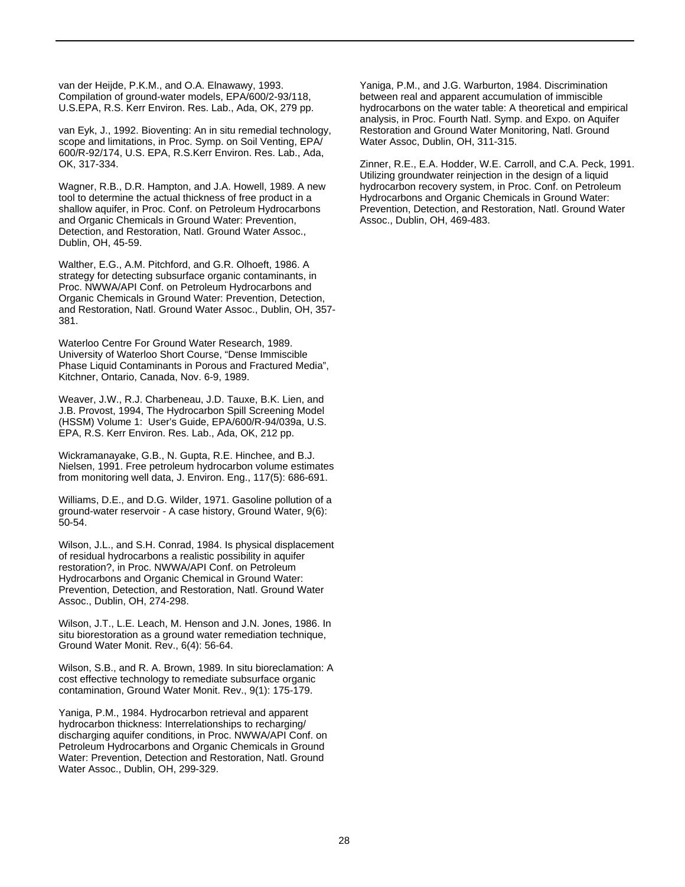van der Heijde, P.K.M., and O.A. Elnawawy, 1993. Compilation of ground-water models, EPA/600/2-93/118, U.S.EPA, R.S. Kerr Environ. Res. Lab., Ada, OK, 279 pp.

van Eyk, J., 1992. Bioventing: An in situ remedial technology, scope and limitations, in Proc. Symp. on Soil Venting, EPA/600/R-92/174, U.S. EPA, R.S.Kerr Environ. Res. Lab., Ada, OK, 317-334.

Wagner, R.B., D.R. Hampton, and J.A. Howell, 1989. A new tool to determine the actual thickness of free product in a shallow aquifer, in Proc. Conf. on Petroleum Hydrocarbons and Organic Chemicals in Ground Water: Prevention, Detection, and Restoration, Natl. Ground Water Assoc., Dublin, OH, 45-59.

Walther, E.G., A.M. Pitchford, and G.R. Olhoeft, 1986. A strategy for detecting subsurface organic contaminants, in Proc. NWWA/API Conf. on Petroleum Hydrocarbons and Organic Chemicals in Ground Water: Prevention, Detection, and Restoration, Natl. Ground Water Assoc., Dublin, OH, 357-381.

Waterloo Centre For Ground Water Research, 1989. University of Waterloo Short Course, “Dense Immiscible Phase Liquid Contaminants in Porous and Fractured Media”, Kitchner, Ontario, Canada, Nov. 6-9, 1989.

Weaver, J.W., R.J. Charbeneau, J.D. Tauxe, B.K. Lien, and J.B. Provost, 1994, The Hydrocarbon Spill Screening Model (HSSM) Volume 1: User’s Guide, EPA/600/R-94/039a, U.S. EPA, R.S. Kerr Environ. Res. Lab., Ada, OK, 212 pp.

Wickramanayake, G.B., N. Gupta, R.E. Hinchee, and B.J. Nielsen, 1991. Free petroleum hydrocarbon volume estimates from monitoring well data, J. Environ. Eng., 117(5): 686-691.

Williams, D.E., and D.G. Wilder, 1971. Gasoline pollution of a ground-water reservoir - A case history, Ground Water, 9(6): 50-54.

Wilson, J.L., and S.H. Conrad, 1984. Is physical displacement of residual hydrocarbons a realistic possibility in aquifer restoration?, in Proc. NWWA/API Conf. on Petroleum Hydrocarbons and Organic Chemical in Ground Water: Prevention, Detection, and Restoration, Natl. Ground Water Assoc., Dublin, OH, 274-298.

Wilson, J.T., L.E. Leach, M. Henson and J.N. Jones, 1986. In situ biorestoration as a ground water remediation technique, Ground Water Monit. Rev., 6(4): 56-64.

Wilson, S.B., and R. A. Brown, 1989. In situ bioreclamation: A cost effective technology to remediate subsurface organic contamination, Ground Water Monit. Rev., 9(1): 175-179.

Yaniga, P.M., 1984. Hydrocarbon retrieval and apparent hydrocarbon thickness: Interrelationships to recharging/discharging aquifer conditions, in Proc. NWWA/API Conf. on Petroleum Hydrocarbons and Organic Chemicals in Ground Water: Prevention, Detection and Restoration, Natl. Ground Water Assoc., Dublin, OH, 299-329.

Yaniga, P.M., and J.G. Warburton, 1984. Discrimination between real and apparent accumulation of immiscible hydrocarbons on the water table: A theoretical and empirical analysis, in Proc. Fourth Natl. Symp. and Expo. on Aquifer Restoration and Ground Water Monitoring, Natl. Ground Water Assoc, Dublin, OH, 311-315.

Zinner, R.E., E.A. Hodder, W.E. Carroll, and C.A. Peck, 1991. Utilizing groundwater reinjection in the design of a liquid hydrocarbon recovery system, in Proc. Conf. on Petroleum Hydrocarbons and Organic Chemicals in Ground Water: Prevention, Detection, and Restoration, Natl. Ground Water Assoc., Dublin, OH, 469-483.